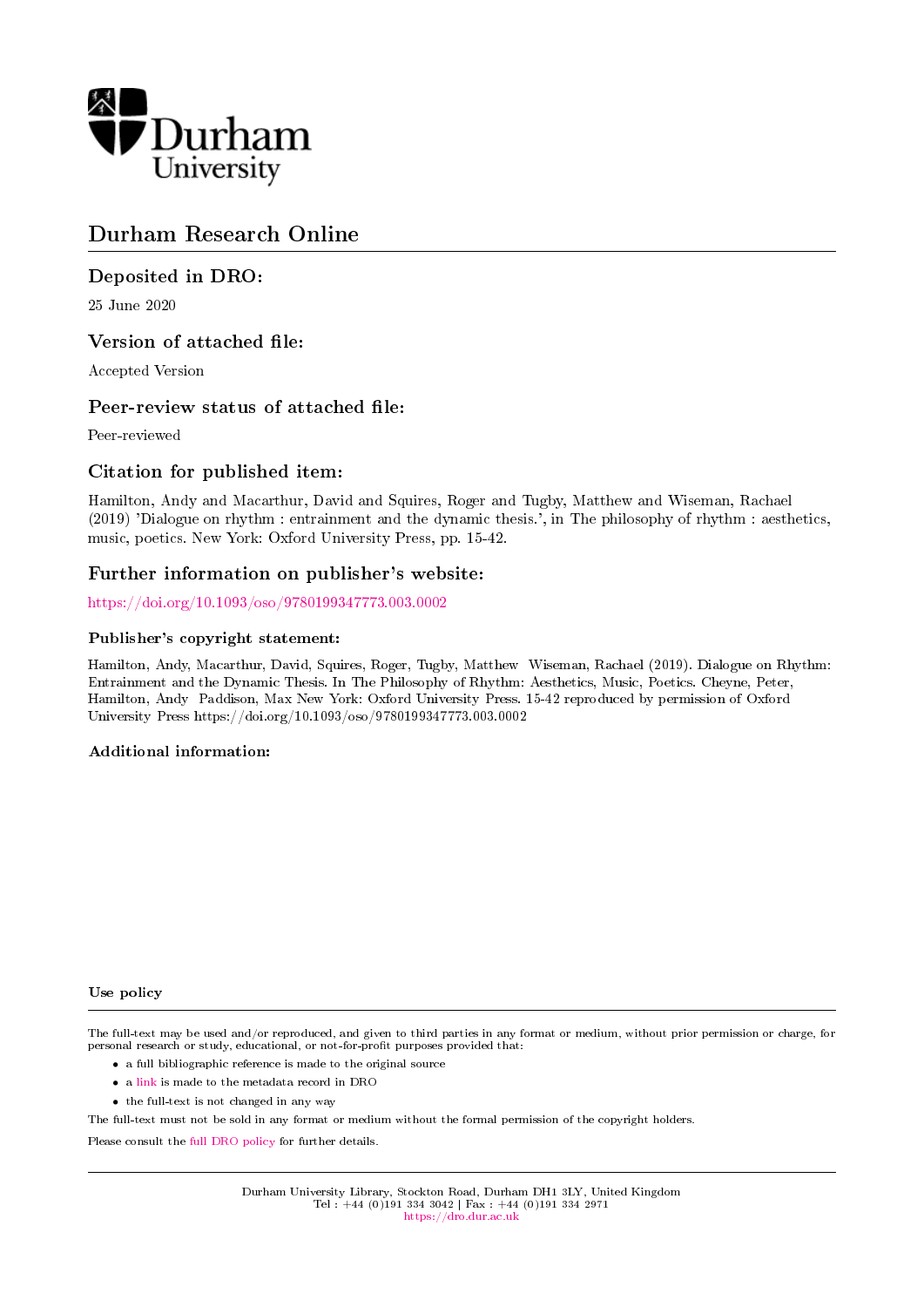Durham University

# Durham Research Online

## Deposited in DRO:

25 June 2020

## Version of attached file:

Accepted Version

## Peer-review status of attached file:

Peer-reviewed

## Citation for published item:

Hamilton, Andy and Macarthur, David and Squires, Roger and Tugby, Matthew and Wiseman, Rachael (2019) 'Dialogue on rhythm : entrainment and the dynamic thesis.', in The philosophy of rhythm : aesthetics, music, poetics. New York: Oxford University Press, pp. 15-42.

## Further information on publisher's website:

https://doi.org/10.1093/oso/9780199347773.003.0002

### Publisher's copyright statement:

Hamilton, Andy, Macarthur, David, Squires, Roger, Tugby, Matthew Wiseman, Rachael (2019). Dialogue on Rhythm: Entrainment and the Dynamic Thesis. In The Philosophy of Rhythm: Aesthetics, Music, Poetics. Cheyne, Peter, Hamilton, Andy Paddison, Max New York: Oxford University Press. 15-42 reproduced by permission of Oxford University Press https://doi.org/10.1093/oso/9780199347773.003.0002

### Additional information:

### Use policy

The full-text may be used and/or reproduced, and given to third parties in any format or medium, without prior permission or charge, for personal research or study, educational, or not-for-profit purposes provided that:

- a full bibliographic reference is made to the original source
- a link is made to the metadata record in DRO
- the full-text is not changed in any way

The full-text must not be sold in any format or medium without the formal permission of the copyright holders.

Please consult the full DRO policy for further details.

Durham University Library, Stockton Road, Durham DH1 3LY, United Kingdom
Tel : +44 (0)191 334 3042 | Fax : +44 (0)191 334 2971
https://dro.dur.ac.uk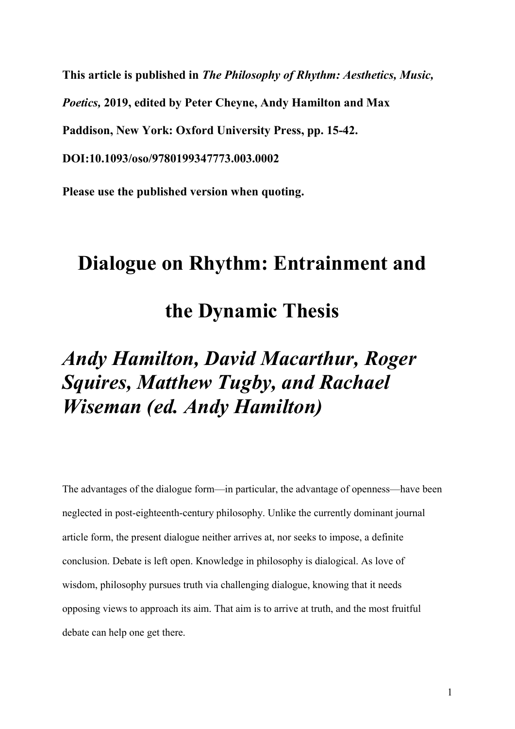**This article is published in *The Philosophy of Rhythm: Aesthetics, Music, Poetics,* 2019, edited by Peter Cheyne, Andy Hamilton and Max Paddison, New York: Oxford University Press, pp. 15-42.**

**DOI:10.1093/oso/9780199347773.003.0002**

**Please use the published version when quoting.**

# Dialogue on Rhythm: Entrainment and the Dynamic Thesis

## *Andy Hamilton, David Macarthur, Roger Squires, Matthew Tugby, and Rachael Wiseman (ed. Andy Hamilton)*

The advantages of the dialogue form—in particular, the advantage of openness—have been neglected in post-eighteenth-century philosophy. Unlike the currently dominant journal article form, the present dialogue neither arrives at, nor seeks to impose, a definite conclusion. Debate is left open. Knowledge in philosophy is dialogical. As love of wisdom, philosophy pursues truth via challenging dialogue, knowing that it needs opposing views to approach its aim. That aim is to arrive at truth, and the most fruitful debate can help one get there.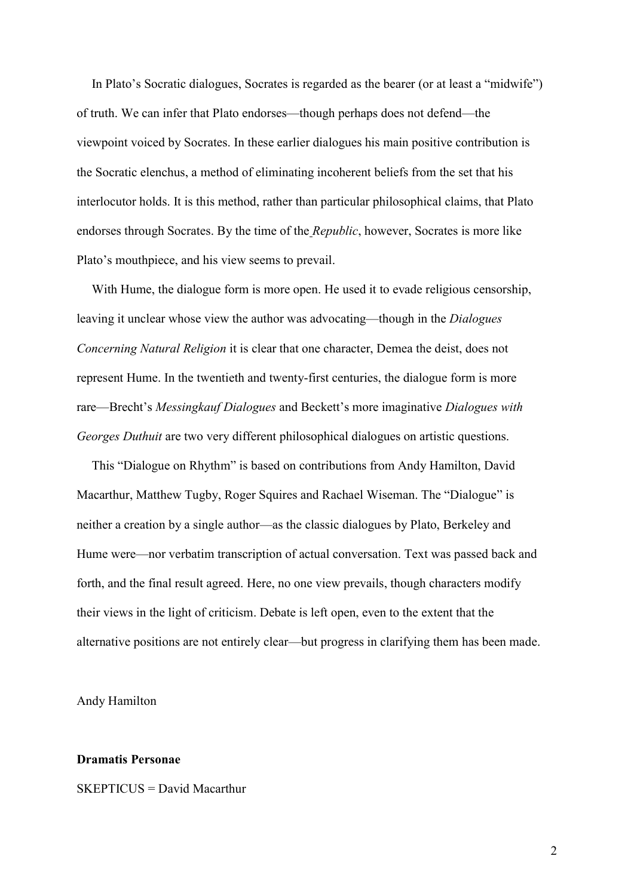In Plato's Socratic dialogues, Socrates is regarded as the bearer (or at least a "midwife") of truth. We can infer that Plato endorses—though perhaps does not defend—the viewpoint voiced by Socrates. In these earlier dialogues his main positive contribution is the Socratic elenchus, a method of eliminating incoherent beliefs from the set that his interlocutor holds. It is this method, rather than particular philosophical claims, that Plato endorses through Socrates. By the time of the *Republic*, however, Socrates is more like Plato's mouthpiece, and his view seems to prevail.

With Hume, the dialogue form is more open. He used it to evade religious censorship, leaving it unclear whose view the author was advocating—though in the *Dialogues Concerning Natural Religion* it is clear that one character, Demea the deist, does not represent Hume. In the twentieth and twenty-first centuries, the dialogue form is more rare—Brecht's *Messingkauf Dialogues* and Beckett's more imaginative *Dialogues with Georges Duthuit* are two very different philosophical dialogues on artistic questions.

This "Dialogue on Rhythm" is based on contributions from Andy Hamilton, David Macarthur, Matthew Tugby, Roger Squires and Rachael Wiseman. The "Dialogue" is neither a creation by a single author—as the classic dialogues by Plato, Berkeley and Hume were—nor verbatim transcription of actual conversation. Text was passed back and forth, and the final result agreed. Here, no one view prevails, though characters modify their views in the light of criticism. Debate is left open, even to the extent that the alternative positions are not entirely clear—but progress in clarifying them has been made.

Andy Hamilton

**Dramatis Personae**

SKEPTICUS = David Macarthur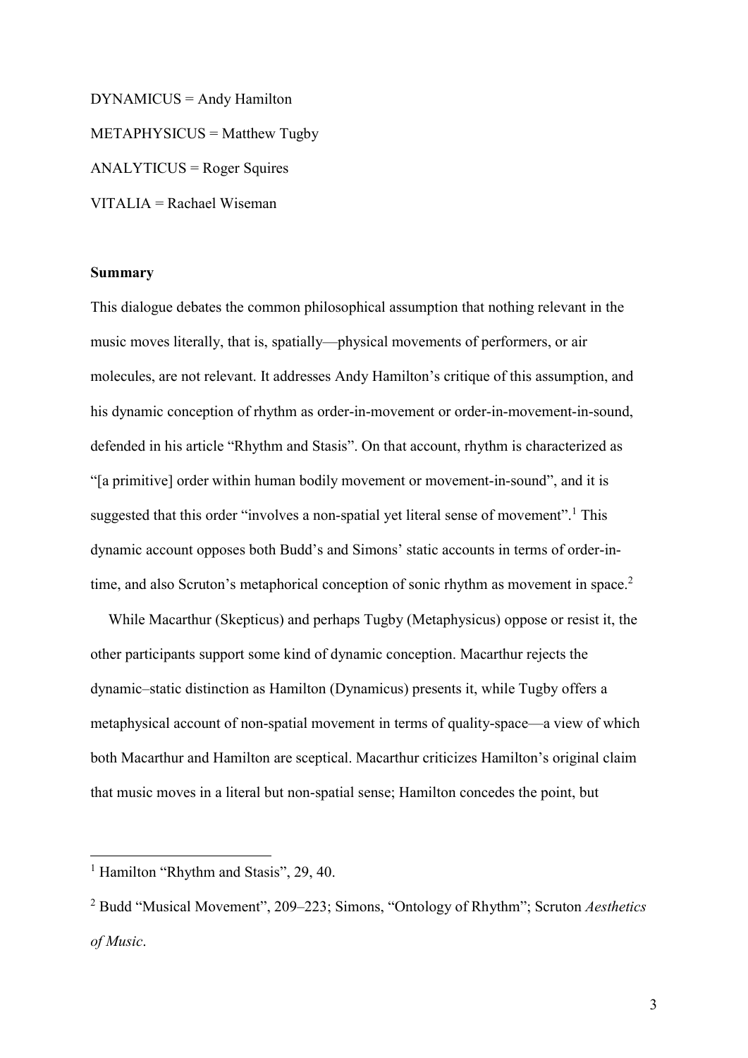DYNAMICUS = Andy Hamilton

METAPHYSICUS = Matthew Tugby

ANALYTICUS = Roger Squires

VITALIA = Rachael Wiseman

**Summary**

This dialogue debates the common philosophical assumption that nothing relevant in the music moves literally, that is, spatially—physical movements of performers, or air molecules, are not relevant. It addresses Andy Hamilton's critique of this assumption, and his dynamic conception of rhythm as order-in-movement or order-in-movement-in-sound, defended in his article "Rhythm and Stasis". On that account, rhythm is characterized as "[a primitive] order within human bodily movement or movement-in-sound", and it is suggested that this order "involves a non-spatial yet literal sense of movement".[1] This dynamic account opposes both Budd's and Simons' static accounts in terms of order-in-time, and also Scruton's metaphorical conception of sonic rhythm as movement in space.[2]

While Macarthur (Skepticus) and perhaps Tugby (Metaphysicus) oppose or resist it, the other participants support some kind of dynamic conception. Macarthur rejects the dynamic–static distinction as Hamilton (Dynamicus) presents it, while Tugby offers a metaphysical account of non-spatial movement in terms of quality-space—a view of which both Macarthur and Hamilton are sceptical. Macarthur criticizes Hamilton's original claim that music moves in a literal but non-spatial sense; Hamilton concedes the point, but

---

[1] Hamilton "Rhythm and Stasis", 29, 40.

[2] Budd "Musical Movement", 209–223; Simons, "Ontology of Rhythm"; Scruton *Aesthetics of Music*.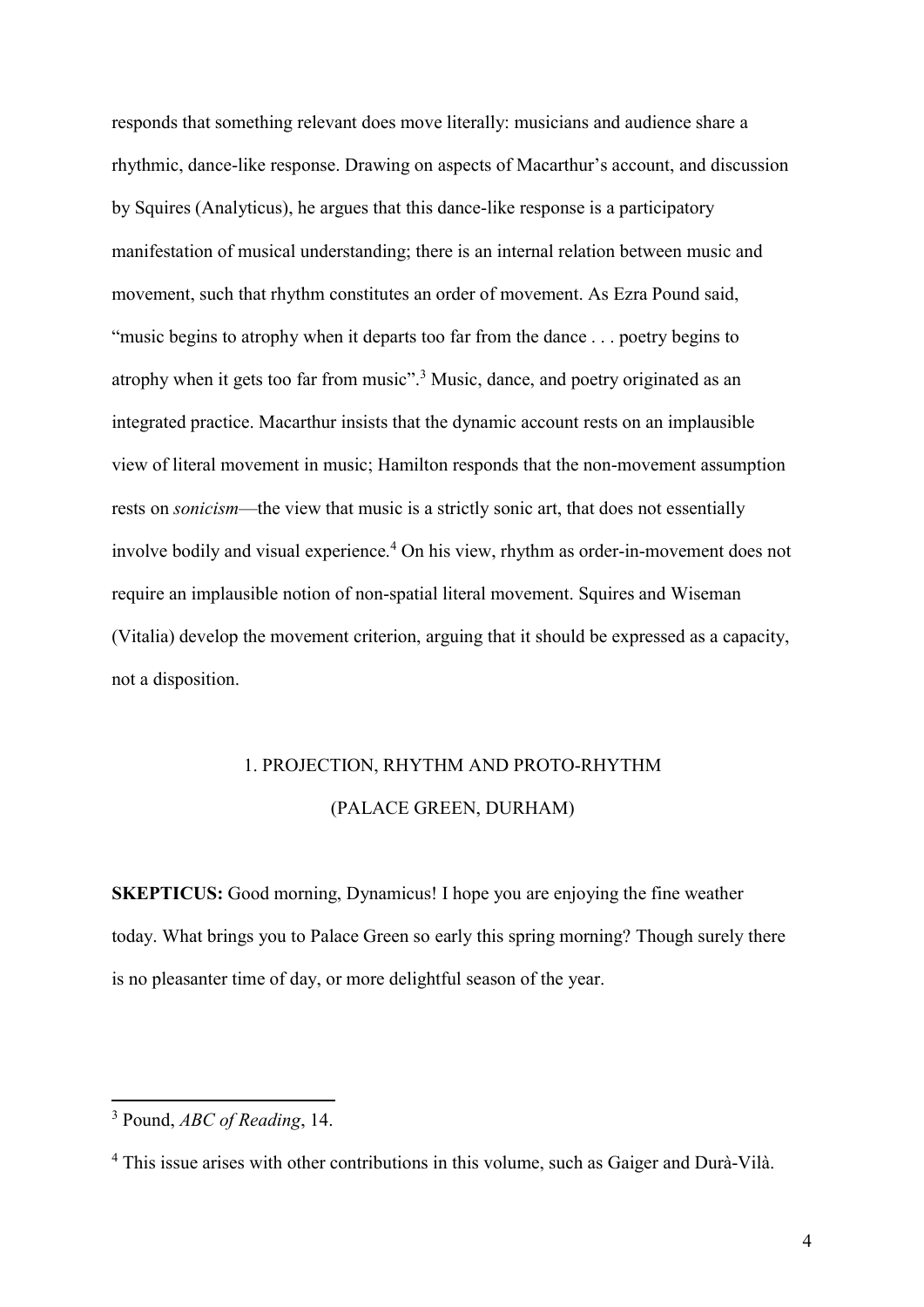responds that something relevant does move literally: musicians and audience share a rhythmic, dance-like response. Drawing on aspects of Macarthur's account, and discussion by Squires (Analyticus), he argues that this dance-like response is a participatory manifestation of musical understanding; there is an internal relation between music and movement, such that rhythm constitutes an order of movement. As Ezra Pound said, "music begins to atrophy when it departs too far from the dance . . . poetry begins to atrophy when it gets too far from music".[3] Music, dance, and poetry originated as an integrated practice. Macarthur insists that the dynamic account rests on an implausible view of literal movement in music; Hamilton responds that the non-movement assumption rests on *sonicism*—the view that music is a strictly sonic art, that does not essentially involve bodily and visual experience.[4] On his view, rhythm as order-in-movement does not require an implausible notion of non-spatial literal movement. Squires and Wiseman (Vitalia) develop the movement criterion, arguing that it should be expressed as a capacity, not a disposition.

## 1. PROJECTION, RHYTHM AND PROTO-RHYTHM (PALACE GREEN, DURHAM)

**SKEPTICUS:** Good morning, Dynamicus! I hope you are enjoying the fine weather today. What brings you to Palace Green so early this spring morning? Though surely there is no pleasanter time of day, or more delightful season of the year.

---

[3] Pound, *ABC of Reading*, 14.

[4] This issue arises with other contributions in this volume, such as Gaiger and Durà-Vilà.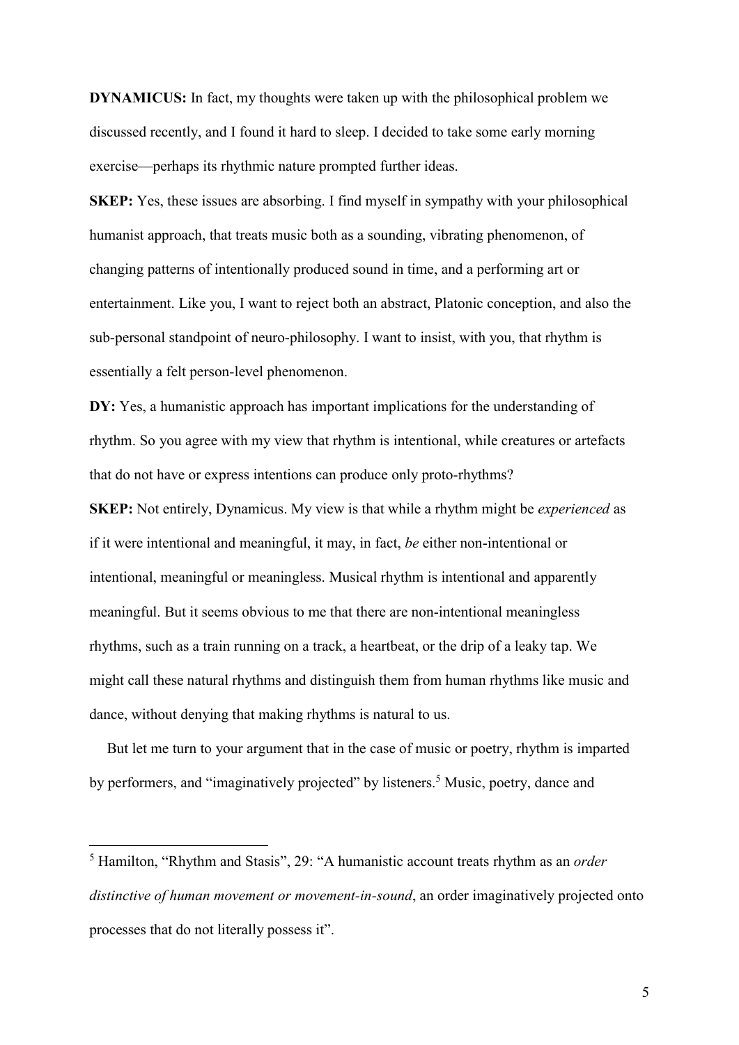**DYNAMICUS:** In fact, my thoughts were taken up with the philosophical problem we discussed recently, and I found it hard to sleep. I decided to take some early morning exercise—perhaps its rhythmic nature prompted further ideas.

**SKEP:** Yes, these issues are absorbing. I find myself in sympathy with your philosophical humanist approach, that treats music both as a sounding, vibrating phenomenon, of changing patterns of intentionally produced sound in time, and a performing art or entertainment. Like you, I want to reject both an abstract, Platonic conception, and also the sub-personal standpoint of neuro-philosophy. I want to insist, with you, that rhythm is essentially a felt person-level phenomenon.

**DY:** Yes, a humanistic approach has important implications for the understanding of rhythm. So you agree with my view that rhythm is intentional, while creatures or artefacts that do not have or express intentions can produce only proto-rhythms?

**SKEP:** Not entirely, Dynamicus. My view is that while a rhythm might be *experienced* as if it were intentional and meaningful, it may, in fact, *be* either non-intentional or intentional, meaningful or meaningless. Musical rhythm is intentional and apparently meaningful. But it seems obvious to me that there are non-intentional meaningless rhythms, such as a train running on a track, a heartbeat, or the drip of a leaky tap. We might call these natural rhythms and distinguish them from human rhythms like music and dance, without denying that making rhythms is natural to us.

But let me turn to your argument that in the case of music or poetry, rhythm is imparted by performers, and "imaginatively projected" by listeners.[5] Music, poetry, dance and

---

[5] Hamilton, "Rhythm and Stasis", 29: "A humanistic account treats rhythm as an *order distinctive of human movement or movement-in-sound*, an order imaginatively projected onto processes that do not literally possess it".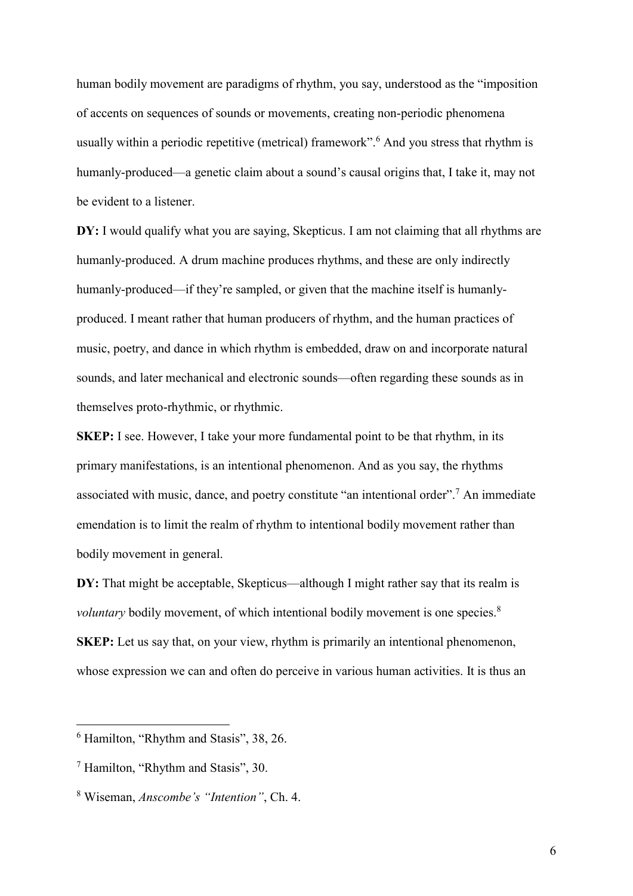human bodily movement are paradigms of rhythm, you say, understood as the "imposition of accents on sequences of sounds or movements, creating non-periodic phenomena usually within a periodic repetitive (metrical) framework".[6] And you stress that rhythm is humanly-produced—a genetic claim about a sound's causal origins that, I take it, may not be evident to a listener.

**DY:** I would qualify what you are saying, Skepticus. I am not claiming that all rhythms are humanly-produced. A drum machine produces rhythms, and these are only indirectly humanly-produced—if they're sampled, or given that the machine itself is humanly-produced. I meant rather that human producers of rhythm, and the human practices of music, poetry, and dance in which rhythm is embedded, draw on and incorporate natural sounds, and later mechanical and electronic sounds—often regarding these sounds as in themselves proto-rhythmic, or rhythmic.

**SKEP:** I see. However, I take your more fundamental point to be that rhythm, in its primary manifestations, is an intentional phenomenon. And as you say, the rhythms associated with music, dance, and poetry constitute "an intentional order".[7] An immediate emendation is to limit the realm of rhythm to intentional bodily movement rather than bodily movement in general.

**DY:** That might be acceptable, Skepticus—although I might rather say that its realm is *voluntary* bodily movement, of which intentional bodily movement is one species.[8]

**SKEP:** Let us say that, on your view, rhythm is primarily an intentional phenomenon, whose expression we can and often do perceive in various human activities. It is thus an

---

[6] Hamilton, "Rhythm and Stasis", 38, 26.

[7] Hamilton, "Rhythm and Stasis", 30.

[8] Wiseman, *Anscombe's "Intention"*, Ch. 4.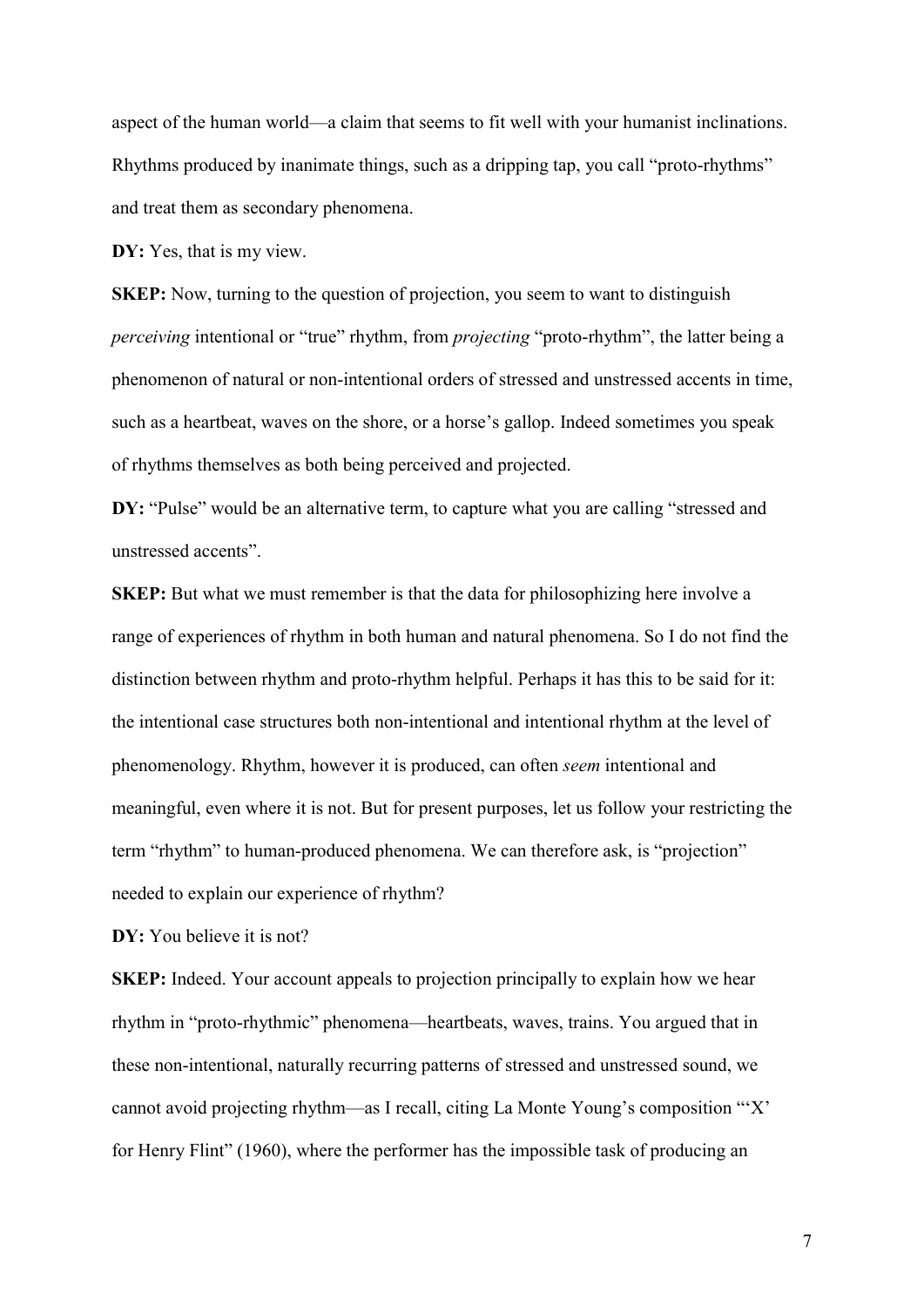aspect of the human world—a claim that seems to fit well with your humanist inclinations. Rhythms produced by inanimate things, such as a dripping tap, you call "proto-rhythms" and treat them as secondary phenomena.

**DY:** Yes, that is my view.

**SKEP:** Now, turning to the question of projection, you seem to want to distinguish *perceiving* intentional or "true" rhythm, from *projecting* "proto-rhythm", the latter being a phenomenon of natural or non-intentional orders of stressed and unstressed accents in time, such as a heartbeat, waves on the shore, or a horse's gallop. Indeed sometimes you speak of rhythms themselves as both being perceived and projected.

**DY:** "Pulse" would be an alternative term, to capture what you are calling "stressed and unstressed accents".

**SKEP:** But what we must remember is that the data for philosophizing here involve a range of experiences of rhythm in both human and natural phenomena. So I do not find the distinction between rhythm and proto-rhythm helpful. Perhaps it has this to be said for it: the intentional case structures both non-intentional and intentional rhythm at the level of phenomenology. Rhythm, however it is produced, can often *seem* intentional and meaningful, even where it is not. But for present purposes, let us follow your restricting the term "rhythm" to human-produced phenomena. We can therefore ask, is "projection" needed to explain our experience of rhythm?

**DY:** You believe it is not?

**SKEP:** Indeed. Your account appeals to projection principally to explain how we hear rhythm in "proto-rhythmic" phenomena—heartbeats, waves, trains. You argued that in these non-intentional, naturally recurring patterns of stressed and unstressed sound, we cannot avoid projecting rhythm—as I recall, citing La Monte Young's composition "'X' for Henry Flint" (1960), where the performer has the impossible task of producing an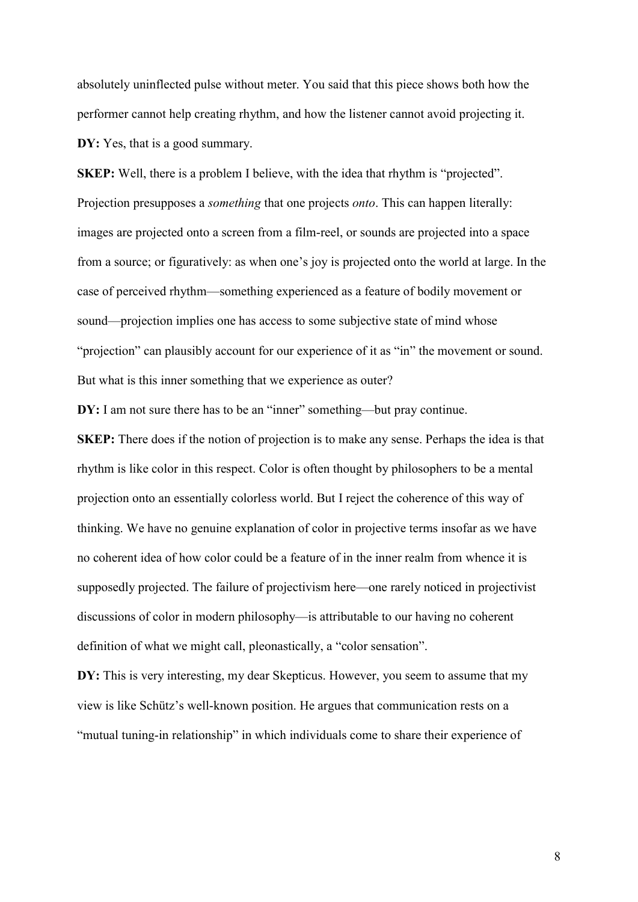absolutely uninflected pulse without meter. You said that this piece shows both how the performer cannot help creating rhythm, and how the listener cannot avoid projecting it.

**DY:** Yes, that is a good summary.

**SKEP:** Well, there is a problem I believe, with the idea that rhythm is "projected". Projection presupposes a *something* that one projects *onto*. This can happen literally: images are projected onto a screen from a film-reel, or sounds are projected into a space from a source; or figuratively: as when one's joy is projected onto the world at large. In the case of perceived rhythm—something experienced as a feature of bodily movement or sound—projection implies one has access to some subjective state of mind whose "projection" can plausibly account for our experience of it as "in" the movement or sound. But what is this inner something that we experience as outer?

**DY:** I am not sure there has to be an "inner" something—but pray continue.

**SKEP:** There does if the notion of projection is to make any sense. Perhaps the idea is that rhythm is like color in this respect. Color is often thought by philosophers to be a mental projection onto an essentially colorless world. But I reject the coherence of this way of thinking. We have no genuine explanation of color in projective terms insofar as we have no coherent idea of how color could be a feature of in the inner realm from whence it is supposedly projected. The failure of projectivism here—one rarely noticed in projectivist discussions of color in modern philosophy—is attributable to our having no coherent definition of what we might call, pleonastically, a "color sensation".

**DY:** This is very interesting, my dear Skepticus. However, you seem to assume that my view is like Schütz's well-known position. He argues that communication rests on a "mutual tuning-in relationship" in which individuals come to share their experience of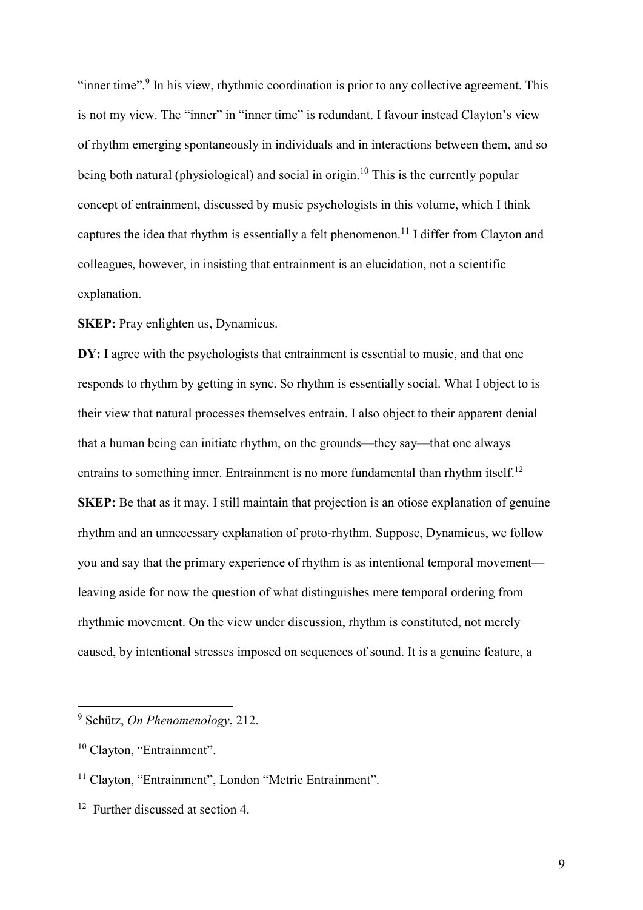"inner time".[9] In his view, rhythmic coordination is prior to any collective agreement. This is not my view. The "inner" in "inner time" is redundant. I favour instead Clayton's view of rhythm emerging spontaneously in individuals and in interactions between them, and so being both natural (physiological) and social in origin.[10] This is the currently popular concept of entrainment, discussed by music psychologists in this volume, which I think captures the idea that rhythm is essentially a felt phenomenon.[11] I differ from Clayton and colleagues, however, in insisting that entrainment is an elucidation, not a scientific explanation.

**SKEP:** Pray enlighten us, Dynamicus.

**DY:** I agree with the psychologists that entrainment is essential to music, and that one responds to rhythm by getting in sync. So rhythm is essentially social. What I object to is their view that natural processes themselves entrain. I also object to their apparent denial that a human being can initiate rhythm, on the grounds—they say—that one always entrains to something inner. Entrainment is no more fundamental than rhythm itself.[12]

**SKEP:** Be that as it may, I still maintain that projection is an otiose explanation of genuine rhythm and an unnecessary explanation of proto-rhythm. Suppose, Dynamicus, we follow you and say that the primary experience of rhythm is as intentional temporal movement—leaving aside for now the question of what distinguishes mere temporal ordering from rhythmic movement. On the view under discussion, rhythm is constituted, not merely caused, by intentional stresses imposed on sequences of sound. It is a genuine feature, a

---

[9] Schütz, *On Phenomenology*, 212.

[10] Clayton, "Entrainment".

[11] Clayton, "Entrainment", London "Metric Entrainment".

[12] Further discussed at section 4.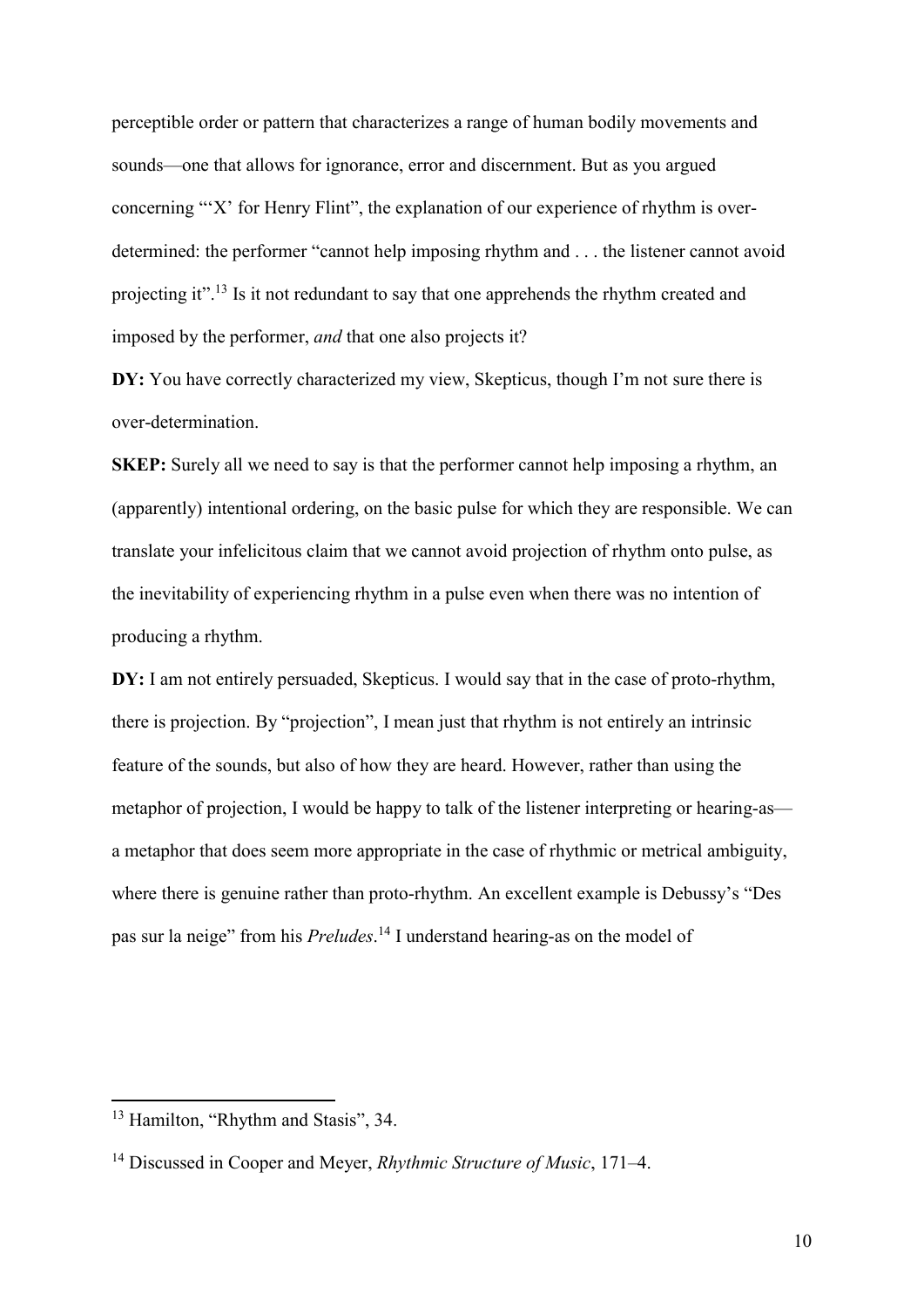perceptible order or pattern that characterizes a range of human bodily movements and sounds—one that allows for ignorance, error and discernment. But as you argued concerning "'X' for Henry Flint", the explanation of our experience of rhythm is over-determined: the performer "cannot help imposing rhythm and . . . the listener cannot avoid projecting it".[13] Is it not redundant to say that one apprehends the rhythm created and imposed by the performer, *and* that one also projects it?

**DY:** You have correctly characterized my view, Skepticus, though I'm not sure there is over-determination.

**SKEP:** Surely all we need to say is that the performer cannot help imposing a rhythm, an (apparently) intentional ordering, on the basic pulse for which they are responsible. We can translate your infelicitous claim that we cannot avoid projection of rhythm onto pulse, as the inevitability of experiencing rhythm in a pulse even when there was no intention of producing a rhythm.

**DY:** I am not entirely persuaded, Skepticus. I would say that in the case of proto-rhythm, there is projection. By "projection", I mean just that rhythm is not entirely an intrinsic feature of the sounds, but also of how they are heard. However, rather than using the metaphor of projection, I would be happy to talk of the listener interpreting or hearing-as—a metaphor that does seem more appropriate in the case of rhythmic or metrical ambiguity, where there is genuine rather than proto-rhythm. An excellent example is Debussy's "Des pas sur la neige" from his *Preludes*.[14] I understand hearing-as on the model of

---

[13] Hamilton, "Rhythm and Stasis", 34.

[14] Discussed in Cooper and Meyer, *Rhythmic Structure of Music*, 171–4.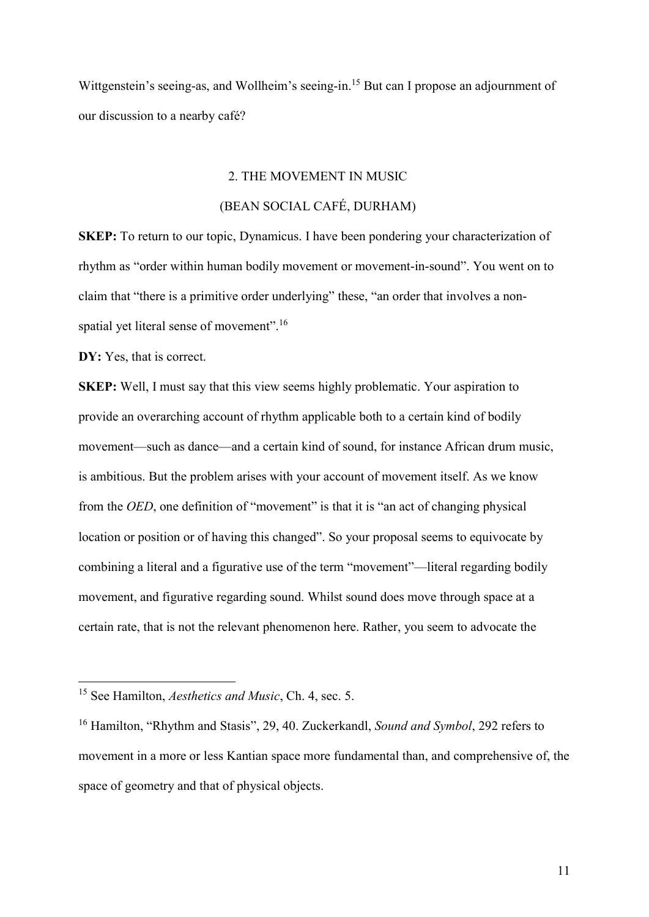Wittgenstein's seeing-as, and Wollheim's seeing-in.[15] But can I propose an adjournment of our discussion to a nearby café?

## 2. THE MOVEMENT IN MUSIC

### (BEAN SOCIAL CAFÉ, DURHAM)

**SKEP:** To return to our topic, Dynamicus. I have been pondering your characterization of rhythm as "order within human bodily movement or movement-in-sound". You went on to claim that "there is a primitive order underlying" these, "an order that involves a non-spatial yet literal sense of movement".[16]

**DY:** Yes, that is correct.

**SKEP:** Well, I must say that this view seems highly problematic. Your aspiration to provide an overarching account of rhythm applicable both to a certain kind of bodily movement—such as dance—and a certain kind of sound, for instance African drum music, is ambitious. But the problem arises with your account of movement itself. As we know from the *OED*, one definition of "movement" is that it is "an act of changing physical location or position or of having this changed". So your proposal seems to equivocate by combining a literal and a figurative use of the term "movement"—literal regarding bodily movement, and figurative regarding sound. Whilst sound does move through space at a certain rate, that is not the relevant phenomenon here. Rather, you seem to advocate the

---

[15] See Hamilton, *Aesthetics and Music*, Ch. 4, sec. 5.

[16] Hamilton, "Rhythm and Stasis", 29, 40. Zuckerkandl, *Sound and Symbol*, 292 refers to movement in a more or less Kantian space more fundamental than, and comprehensive of, the space of geometry and that of physical objects.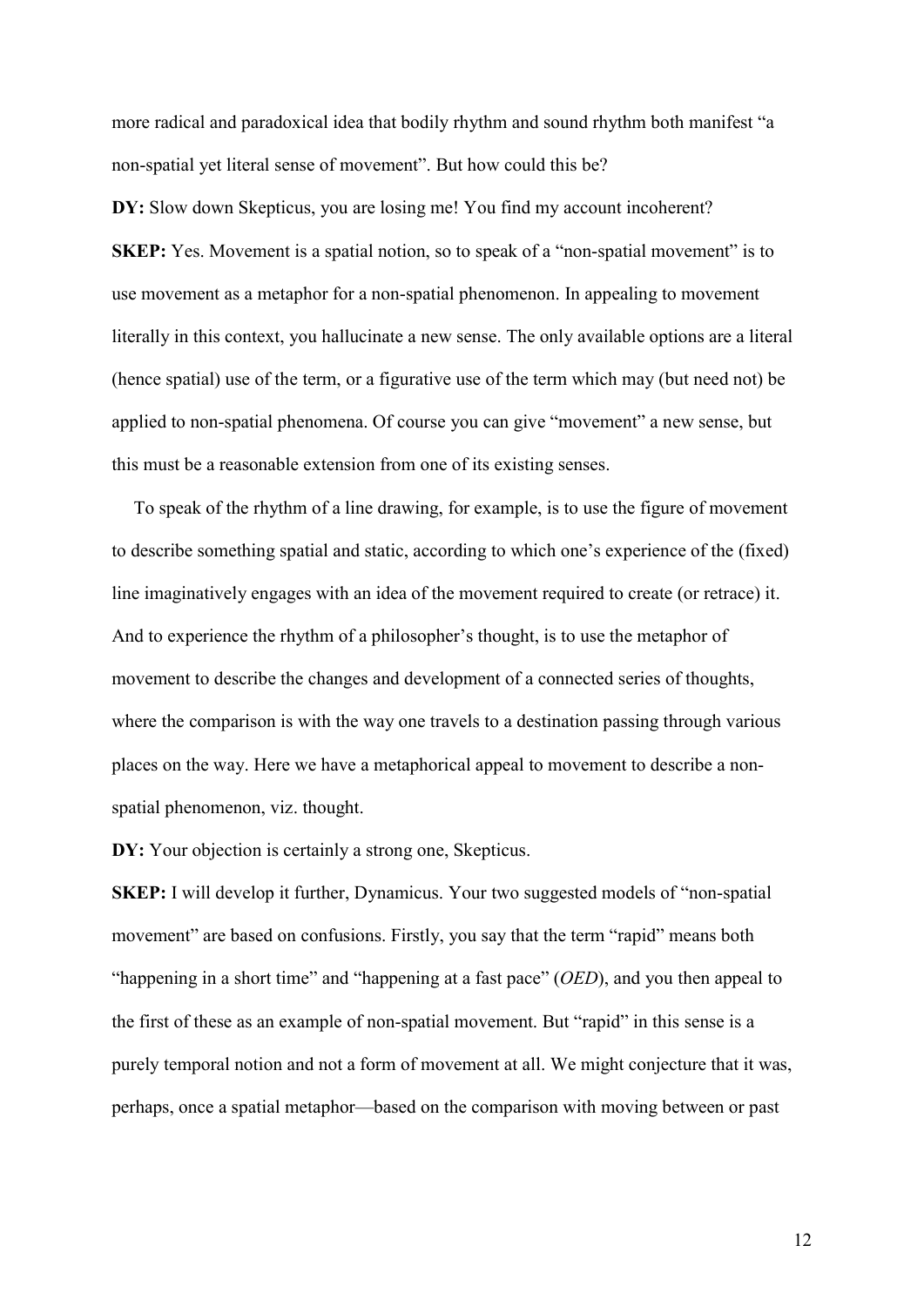more radical and paradoxical idea that bodily rhythm and sound rhythm both manifest "a non-spatial yet literal sense of movement". But how could this be?

**DY:** Slow down Skepticus, you are losing me! You find my account incoherent?

**SKEP:** Yes. Movement is a spatial notion, so to speak of a "non-spatial movement" is to use movement as a metaphor for a non-spatial phenomenon. In appealing to movement literally in this context, you hallucinate a new sense. The only available options are a literal (hence spatial) use of the term, or a figurative use of the term which may (but need not) be applied to non-spatial phenomena. Of course you can give "movement" a new sense, but this must be a reasonable extension from one of its existing senses.

To speak of the rhythm of a line drawing, for example, is to use the figure of movement to describe something spatial and static, according to which one's experience of the (fixed) line imaginatively engages with an idea of the movement required to create (or retrace) it. And to experience the rhythm of a philosopher's thought, is to use the metaphor of movement to describe the changes and development of a connected series of thoughts, where the comparison is with the way one travels to a destination passing through various places on the way. Here we have a metaphorical appeal to movement to describe a non-spatial phenomenon, viz. thought.

**DY:** Your objection is certainly a strong one, Skepticus.

**SKEP:** I will develop it further, Dynamicus. Your two suggested models of "non-spatial movement" are based on confusions. Firstly, you say that the term "rapid" means both "happening in a short time" and "happening at a fast pace" (*OED*), and you then appeal to the first of these as an example of non-spatial movement. But "rapid" in this sense is a purely temporal notion and not a form of movement at all. We might conjecture that it was, perhaps, once a spatial metaphor—based on the comparison with moving between or past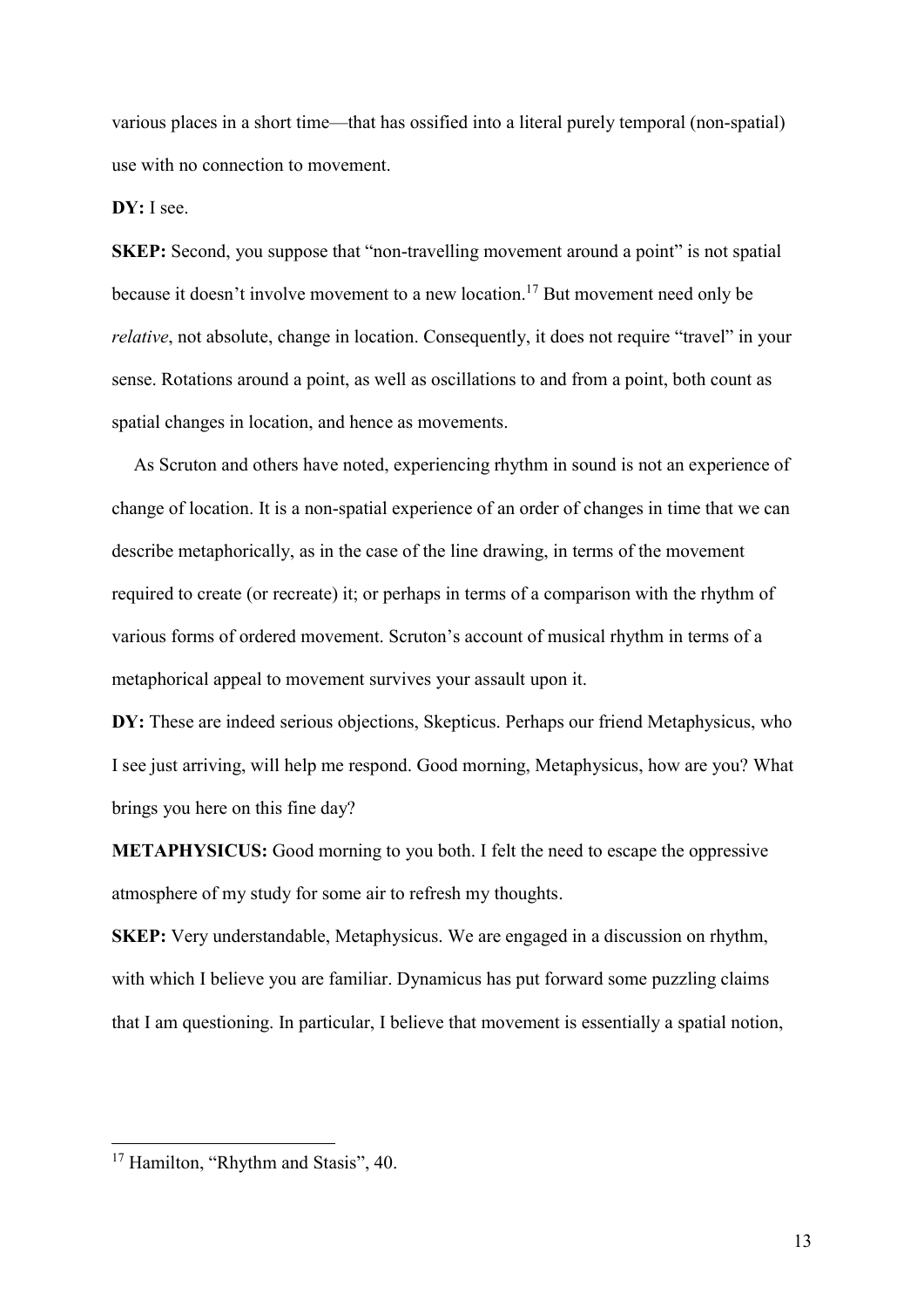various places in a short time—that has ossified into a literal purely temporal (non-spatial) use with no connection to movement.

**DY:** I see.

**SKEP:** Second, you suppose that "non-travelling movement around a point" is not spatial because it doesn't involve movement to a new location.[17] But movement need only be *relative*, not absolute, change in location. Consequently, it does not require "travel" in your sense. Rotations around a point, as well as oscillations to and from a point, both count as spatial changes in location, and hence as movements.

As Scruton and others have noted, experiencing rhythm in sound is not an experience of change of location. It is a non-spatial experience of an order of changes in time that we can describe metaphorically, as in the case of the line drawing, in terms of the movement required to create (or recreate) it; or perhaps in terms of a comparison with the rhythm of various forms of ordered movement. Scruton's account of musical rhythm in terms of a metaphorical appeal to movement survives your assault upon it.

**DY:** These are indeed serious objections, Skepticus. Perhaps our friend Metaphysicus, who I see just arriving, will help me respond. Good morning, Metaphysicus, how are you? What brings you here on this fine day?

**METAPHYSICUS:** Good morning to you both. I felt the need to escape the oppressive atmosphere of my study for some air to refresh my thoughts.

**SKEP:** Very understandable, Metaphysicus. We are engaged in a discussion on rhythm, with which I believe you are familiar. Dynamicus has put forward some puzzling claims that I am questioning. In particular, I believe that movement is essentially a spatial notion,

---

[17] Hamilton, "Rhythm and Stasis", 40.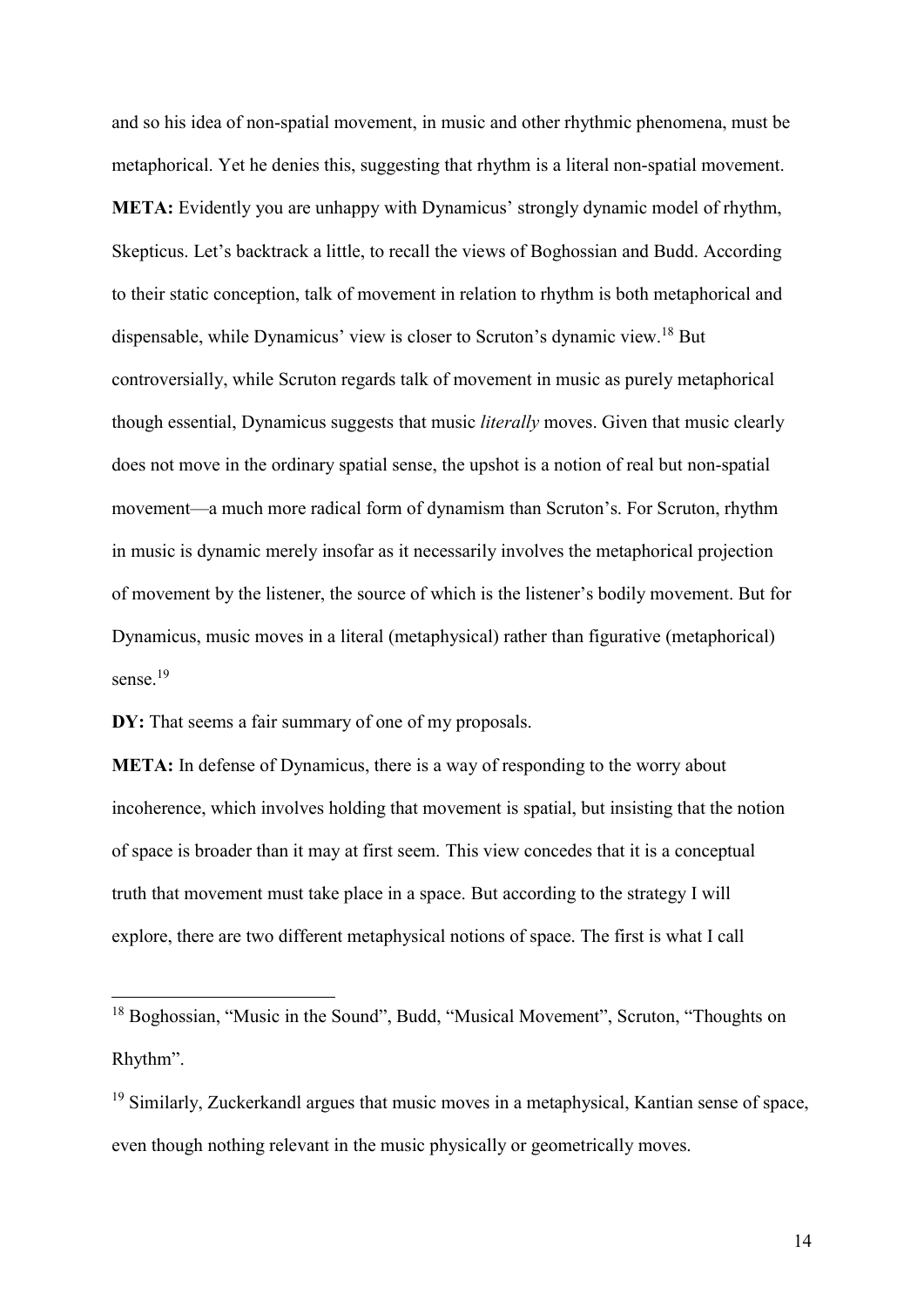and so his idea of non-spatial movement, in music and other rhythmic phenomena, must be metaphorical. Yet he denies this, suggesting that rhythm is a literal non-spatial movement.

**META:** Evidently you are unhappy with Dynamicus' strongly dynamic model of rhythm, Skepticus. Let's backtrack a little, to recall the views of Boghossian and Budd. According to their static conception, talk of movement in relation to rhythm is both metaphorical and dispensable, while Dynamicus' view is closer to Scruton's dynamic view.[18] But controversially, while Scruton regards talk of movement in music as purely metaphorical though essential, Dynamicus suggests that music *literally* moves. Given that music clearly does not move in the ordinary spatial sense, the upshot is a notion of real but non-spatial movement—a much more radical form of dynamism than Scruton's. For Scruton, rhythm in music is dynamic merely insofar as it necessarily involves the metaphorical projection of movement by the listener, the source of which is the listener's bodily movement. But for Dynamicus, music moves in a literal (metaphysical) rather than figurative (metaphorical) sense.[19]

**DY:** That seems a fair summary of one of my proposals.

**META:** In defense of Dynamicus, there is a way of responding to the worry about incoherence, which involves holding that movement is spatial, but insisting that the notion of space is broader than it may at first seem. This view concedes that it is a conceptual truth that movement must take place in a space. But according to the strategy I will explore, there are two different metaphysical notions of space. The first is what I call

---

[18] Boghossian, "Music in the Sound", Budd, "Musical Movement", Scruton, "Thoughts on Rhythm".

[19] Similarly, Zuckerkandl argues that music moves in a metaphysical, Kantian sense of space, even though nothing relevant in the music physically or geometrically moves.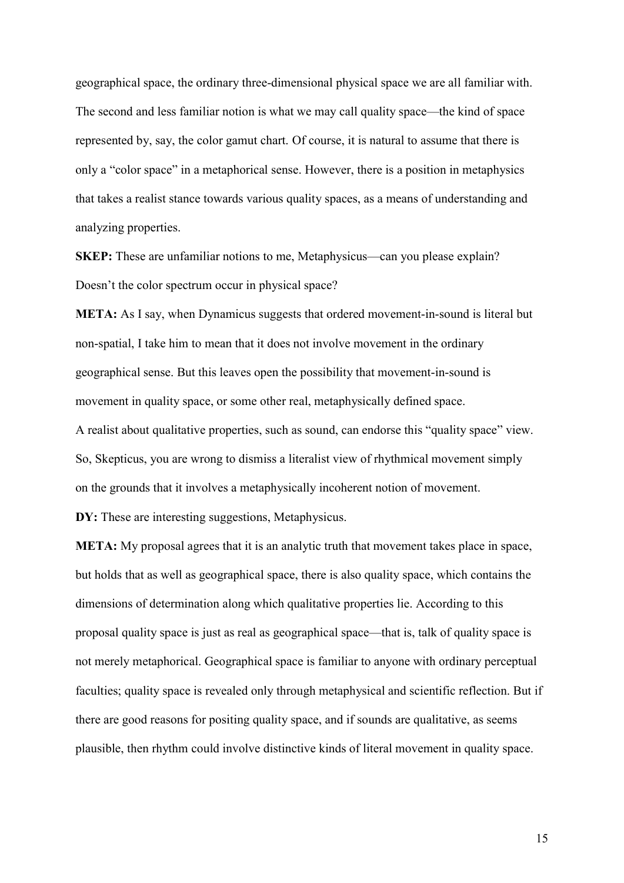geographical space, the ordinary three-dimensional physical space we are all familiar with. The second and less familiar notion is what we may call quality space—the kind of space represented by, say, the color gamut chart. Of course, it is natural to assume that there is only a "color space" in a metaphorical sense. However, there is a position in metaphysics that takes a realist stance towards various quality spaces, as a means of understanding and analyzing properties.

**SKEP:** These are unfamiliar notions to me, Metaphysicus—can you please explain? Doesn't the color spectrum occur in physical space?

**META:** As I say, when Dynamicus suggests that ordered movement-in-sound is literal but non-spatial, I take him to mean that it does not involve movement in the ordinary geographical sense. But this leaves open the possibility that movement-in-sound is movement in quality space, or some other real, metaphysically defined space.
A realist about qualitative properties, such as sound, can endorse this "quality space" view. So, Skepticus, you are wrong to dismiss a literalist view of rhythmical movement simply on the grounds that it involves a metaphysically incoherent notion of movement.

**DY:** These are interesting suggestions, Metaphysicus.

**META:** My proposal agrees that it is an analytic truth that movement takes place in space, but holds that as well as geographical space, there is also quality space, which contains the dimensions of determination along which qualitative properties lie. According to this proposal quality space is just as real as geographical space—that is, talk of quality space is not merely metaphorical. Geographical space is familiar to anyone with ordinary perceptual faculties; quality space is revealed only through metaphysical and scientific reflection. But if there are good reasons for positing quality space, and if sounds are qualitative, as seems plausible, then rhythm could involve distinctive kinds of literal movement in quality space.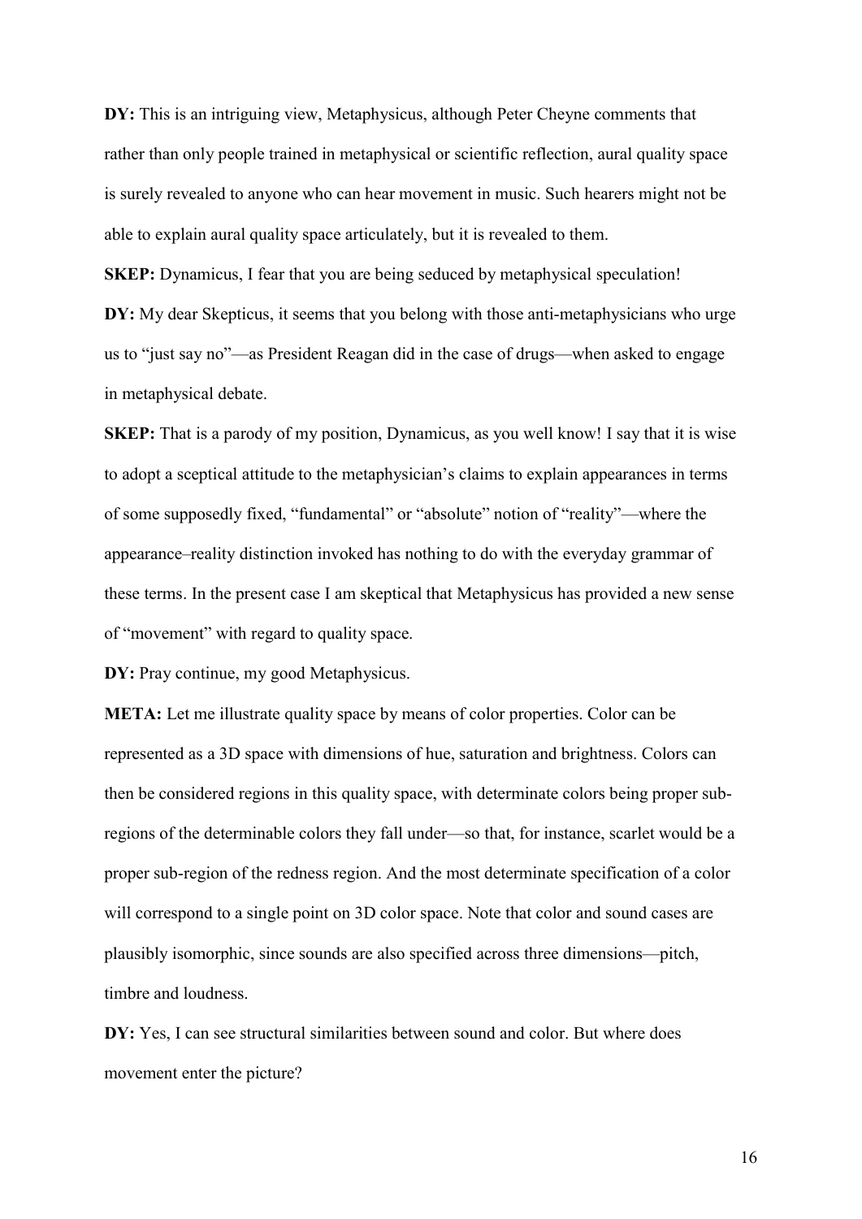**DY:** This is an intriguing view, Metaphysicus, although Peter Cheyne comments that rather than only people trained in metaphysical or scientific reflection, aural quality space is surely revealed to anyone who can hear movement in music. Such hearers might not be able to explain aural quality space articulately, but it is revealed to them.

**SKEP:** Dynamicus, I fear that you are being seduced by metaphysical speculation!

**DY:** My dear Skepticus, it seems that you belong with those anti-metaphysicians who urge us to "just say no"—as President Reagan did in the case of drugs—when asked to engage in metaphysical debate.

**SKEP:** That is a parody of my position, Dynamicus, as you well know! I say that it is wise to adopt a sceptical attitude to the metaphysician's claims to explain appearances in terms of some supposedly fixed, "fundamental" or "absolute" notion of "reality"—where the appearance–reality distinction invoked has nothing to do with the everyday grammar of these terms. In the present case I am skeptical that Metaphysicus has provided a new sense of "movement" with regard to quality space.

**DY:** Pray continue, my good Metaphysicus.

**META:** Let me illustrate quality space by means of color properties. Color can be represented as a 3D space with dimensions of hue, saturation and brightness. Colors can then be considered regions in this quality space, with determinate colors being proper sub-regions of the determinable colors they fall under—so that, for instance, scarlet would be a proper sub-region of the redness region. And the most determinate specification of a color will correspond to a single point on 3D color space. Note that color and sound cases are plausibly isomorphic, since sounds are also specified across three dimensions—pitch, timbre and loudness.

**DY:** Yes, I can see structural similarities between sound and color. But where does movement enter the picture?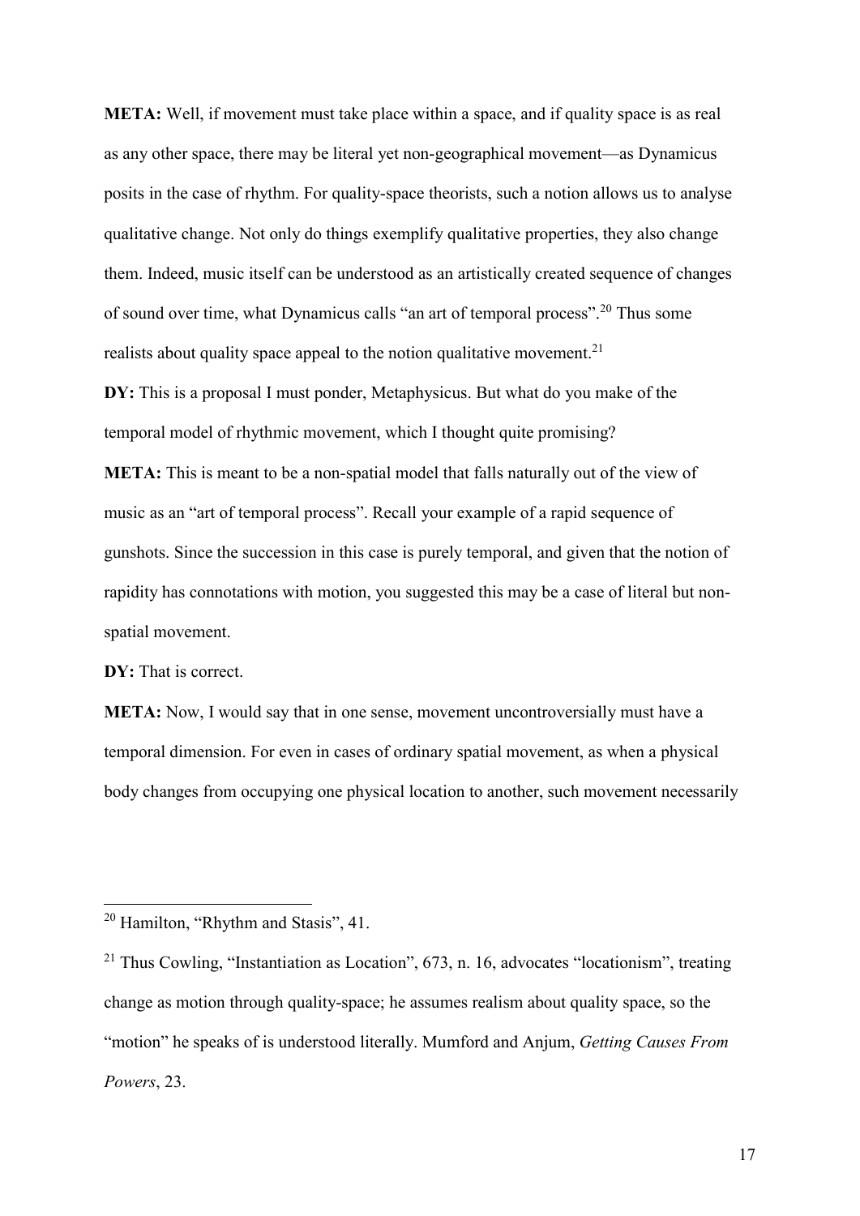**META:** Well, if movement must take place within a space, and if quality space is as real as any other space, there may be literal yet non-geographical movement—as Dynamicus posits in the case of rhythm. For quality-space theorists, such a notion allows us to analyse qualitative change. Not only do things exemplify qualitative properties, they also change them. Indeed, music itself can be understood as an artistically created sequence of changes of sound over time, what Dynamicus calls "an art of temporal process".[20] Thus some realists about quality space appeal to the notion qualitative movement.[21]

**DY:** This is a proposal I must ponder, Metaphysicus. But what do you make of the temporal model of rhythmic movement, which I thought quite promising?

**META:** This is meant to be a non-spatial model that falls naturally out of the view of music as an "art of temporal process". Recall your example of a rapid sequence of gunshots. Since the succession in this case is purely temporal, and given that the notion of rapidity has connotations with motion, you suggested this may be a case of literal but non-spatial movement.

**DY:** That is correct.

**META:** Now, I would say that in one sense, movement uncontroversially must have a temporal dimension. For even in cases of ordinary spatial movement, as when a physical body changes from occupying one physical location to another, such movement necessarily

---

[20] Hamilton, "Rhythm and Stasis", 41.

[21] Thus Cowling, "Instantiation as Location", 673, n. 16, advocates "locationism", treating change as motion through quality-space; he assumes realism about quality space, so the "motion" he speaks of is understood literally. Mumford and Anjum, *Getting Causes From Powers*, 23.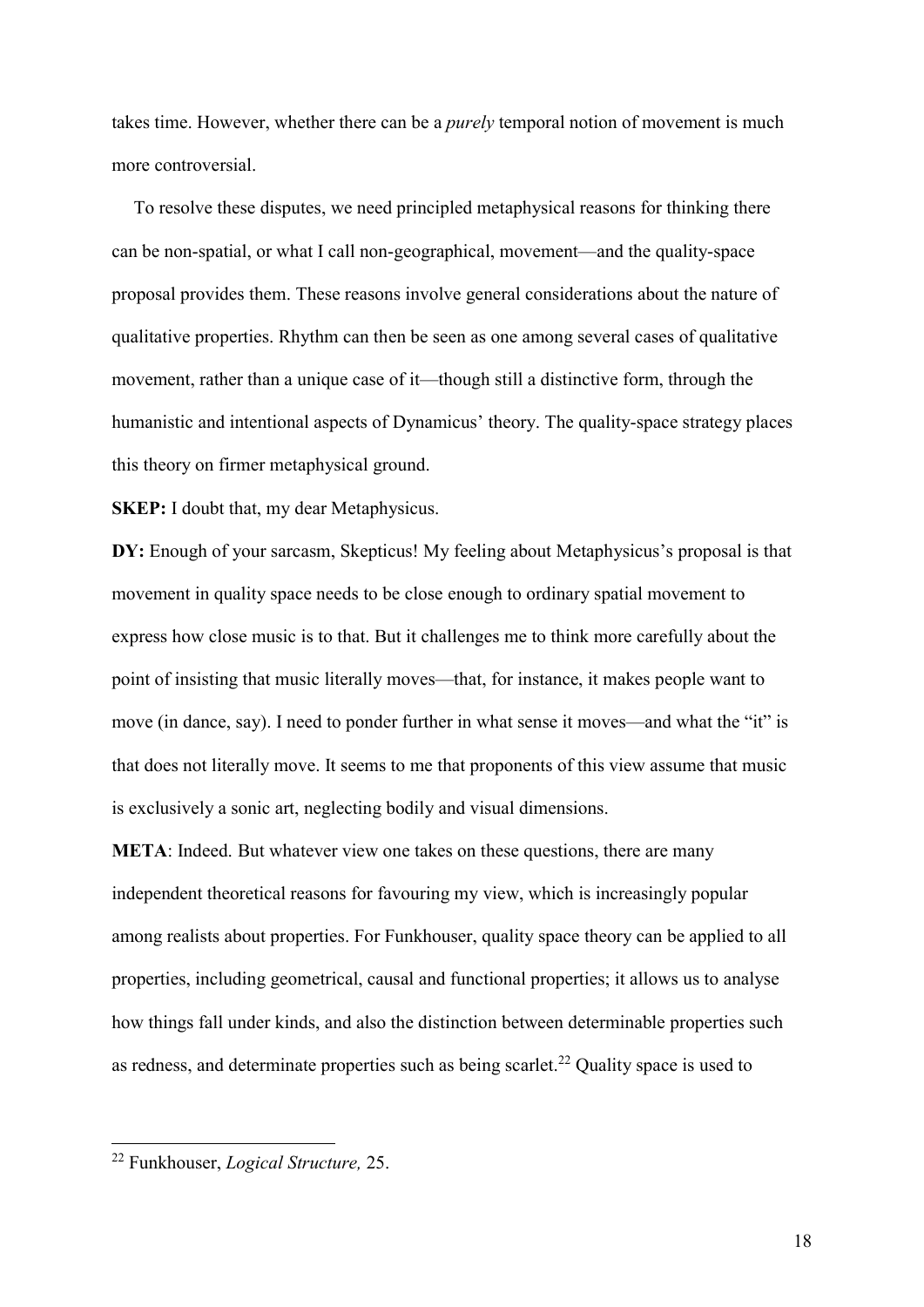takes time. However, whether there can be a *purely* temporal notion of movement is much more controversial.

To resolve these disputes, we need principled metaphysical reasons for thinking there can be non-spatial, or what I call non-geographical, movement—and the quality-space proposal provides them. These reasons involve general considerations about the nature of qualitative properties. Rhythm can then be seen as one among several cases of qualitative movement, rather than a unique case of it—though still a distinctive form, through the humanistic and intentional aspects of Dynamicus' theory. The quality-space strategy places this theory on firmer metaphysical ground.

**SKEP:** I doubt that, my dear Metaphysicus.

**DY:** Enough of your sarcasm, Skepticus! My feeling about Metaphysicus's proposal is that movement in quality space needs to be close enough to ordinary spatial movement to express how close music is to that. But it challenges me to think more carefully about the point of insisting that music literally moves—that, for instance, it makes people want to move (in dance, say). I need to ponder further in what sense it moves—and what the "it" is that does not literally move. It seems to me that proponents of this view assume that music is exclusively a sonic art, neglecting bodily and visual dimensions.

**META**: Indeed. But whatever view one takes on these questions, there are many independent theoretical reasons for favouring my view, which is increasingly popular among realists about properties. For Funkhouser, quality space theory can be applied to all properties, including geometrical, causal and functional properties; it allows us to analyse how things fall under kinds, and also the distinction between determinable properties such as redness, and determinate properties such as being scarlet.[22] Quality space is used to

[22] Funkhouser, *Logical Structure,* 25.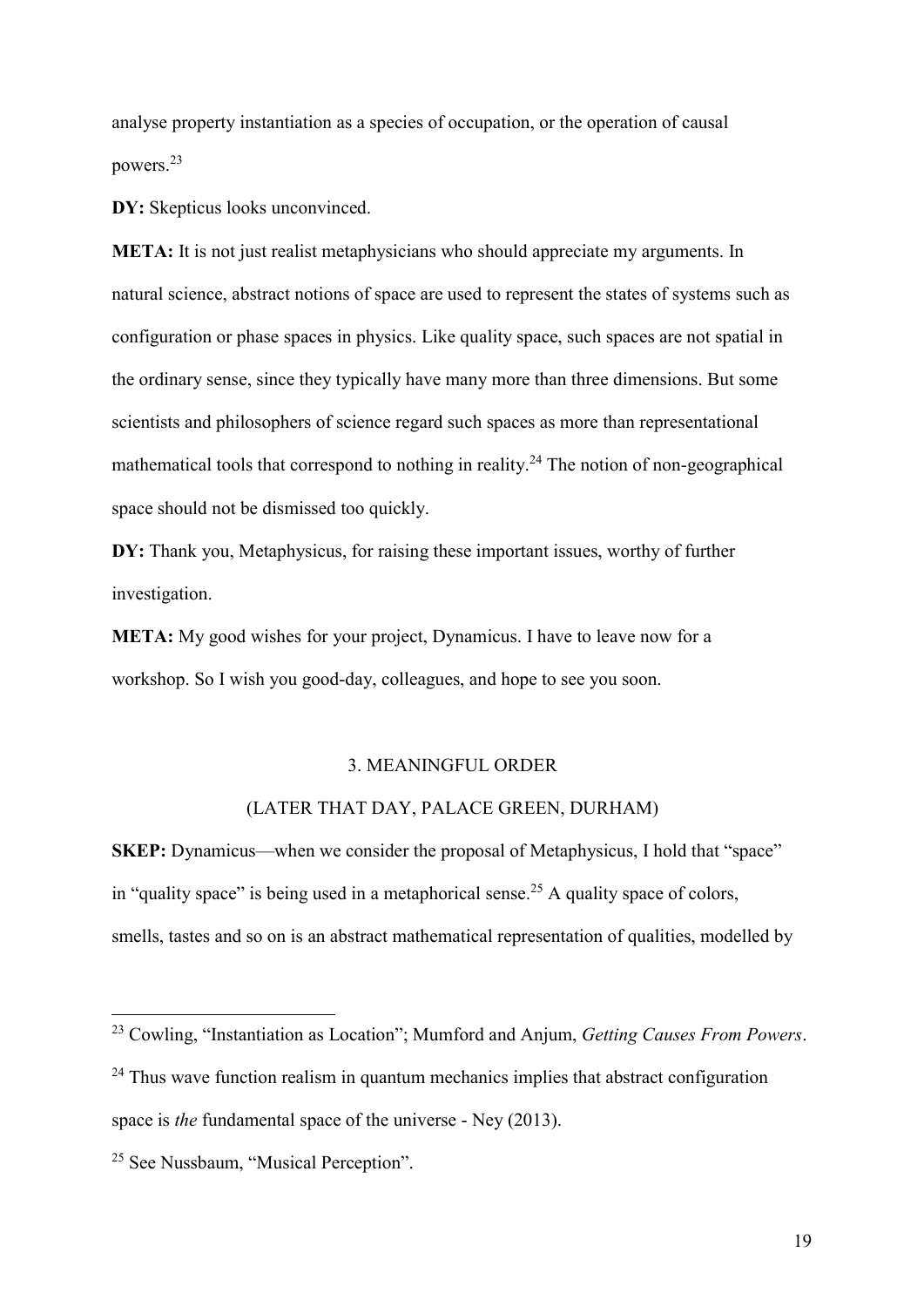analyse property instantiation as a species of occupation, or the operation of causal powers.[23]

**DY:** Skepticus looks unconvinced.

**META:** It is not just realist metaphysicians who should appreciate my arguments. In natural science, abstract notions of space are used to represent the states of systems such as configuration or phase spaces in physics. Like quality space, such spaces are not spatial in the ordinary sense, since they typically have many more than three dimensions. But some scientists and philosophers of science regard such spaces as more than representational mathematical tools that correspond to nothing in reality.[24] The notion of non-geographical space should not be dismissed too quickly.

**DY:** Thank you, Metaphysicus, for raising these important issues, worthy of further investigation.

**META:** My good wishes for your project, Dynamicus. I have to leave now for a workshop. So I wish you good-day, colleagues, and hope to see you soon.

## 3. MEANINGFUL ORDER

### (LATER THAT DAY, PALACE GREEN, DURHAM)

**SKEP:** Dynamicus—when we consider the proposal of Metaphysicus, I hold that "space" in "quality space" is being used in a metaphorical sense.[25] A quality space of colors, smells, tastes and so on is an abstract mathematical representation of qualities, modelled by

---

[23] Cowling, "Instantiation as Location"; Mumford and Anjum, *Getting Causes From Powers*.

[24] Thus wave function realism in quantum mechanics implies that abstract configuration space is *the* fundamental space of the universe - Ney (2013).

[25] See Nussbaum, "Musical Perception".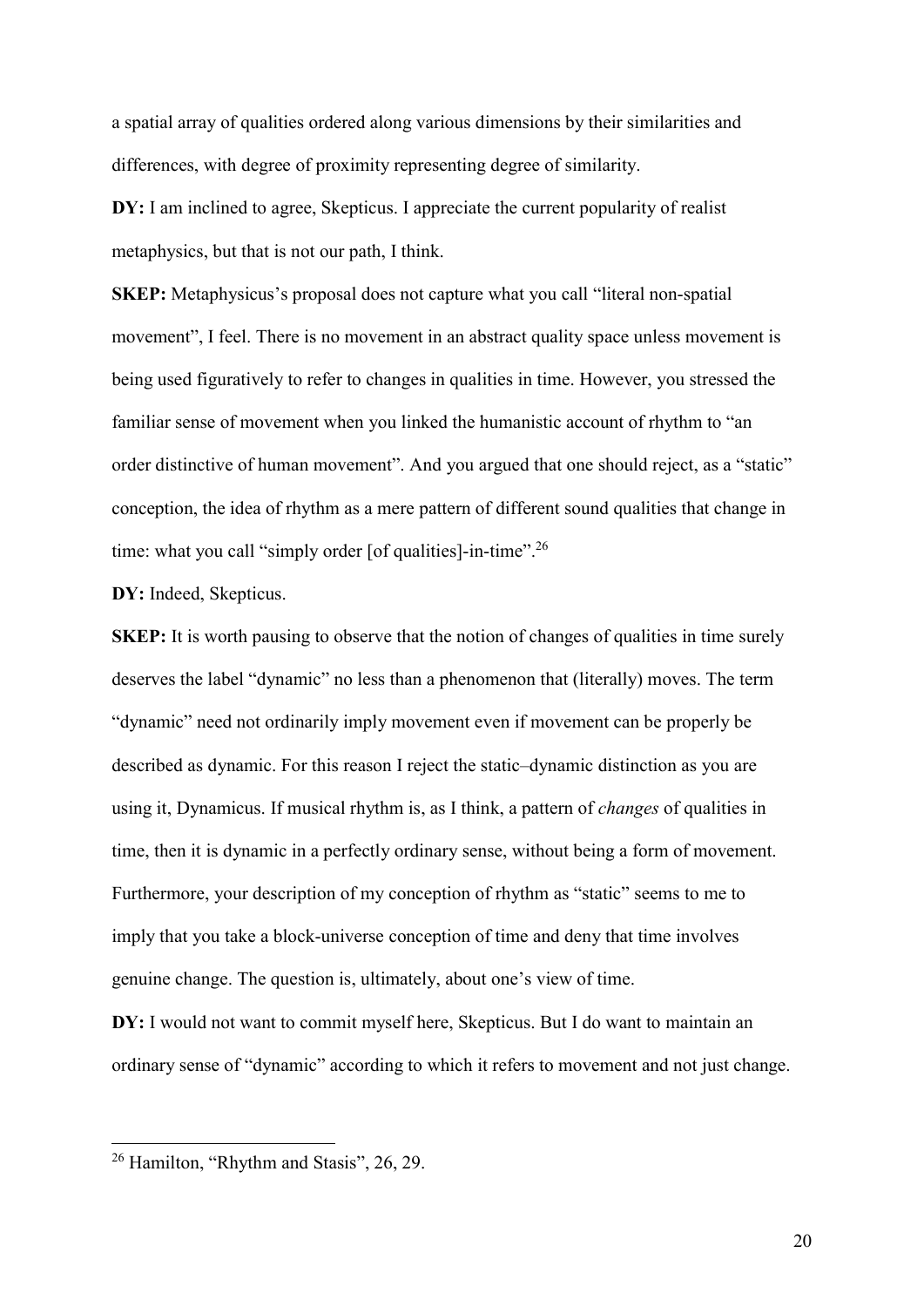a spatial array of qualities ordered along various dimensions by their similarities and differences, with degree of proximity representing degree of similarity.

**DY:** I am inclined to agree, Skepticus. I appreciate the current popularity of realist metaphysics, but that is not our path, I think.

**SKEP:** Metaphysicus's proposal does not capture what you call "literal non-spatial movement", I feel. There is no movement in an abstract quality space unless movement is being used figuratively to refer to changes in qualities in time. However, you stressed the familiar sense of movement when you linked the humanistic account of rhythm to "an order distinctive of human movement". And you argued that one should reject, as a "static" conception, the idea of rhythm as a mere pattern of different sound qualities that change in time: what you call "simply order [of qualities]-in-time".[26]

**DY:** Indeed, Skepticus.

**SKEP:** It is worth pausing to observe that the notion of changes of qualities in time surely deserves the label "dynamic" no less than a phenomenon that (literally) moves. The term "dynamic" need not ordinarily imply movement even if movement can be properly be described as dynamic. For this reason I reject the static–dynamic distinction as you are using it, Dynamicus. If musical rhythm is, as I think, a pattern of *changes* of qualities in time, then it is dynamic in a perfectly ordinary sense, without being a form of movement. Furthermore, your description of my conception of rhythm as "static" seems to me to imply that you take a block-universe conception of time and deny that time involves genuine change. The question is, ultimately, about one's view of time.

**DY:** I would not want to commit myself here, Skepticus. But I do want to maintain an ordinary sense of "dynamic" according to which it refers to movement and not just change.

---

[26] Hamilton, "Rhythm and Stasis", 26, 29.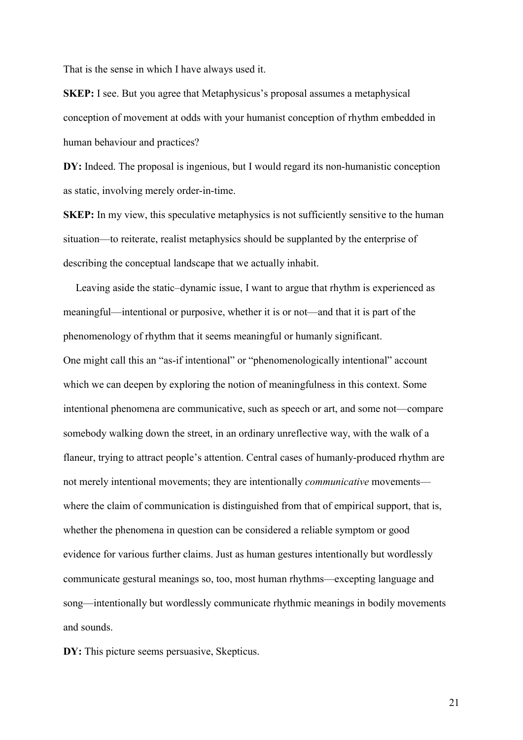That is the sense in which I have always used it.

**SKEP:** I see. But you agree that Metaphysicus's proposal assumes a metaphysical conception of movement at odds with your humanist conception of rhythm embedded in human behaviour and practices?

**DY:** Indeed. The proposal is ingenious, but I would regard its non-humanistic conception as static, involving merely order-in-time.

**SKEP:** In my view, this speculative metaphysics is not sufficiently sensitive to the human situation—to reiterate, realist metaphysics should be supplanted by the enterprise of describing the conceptual landscape that we actually inhabit.

Leaving aside the static–dynamic issue, I want to argue that rhythm is experienced as meaningful—intentional or purposive, whether it is or not—and that it is part of the phenomenology of rhythm that it seems meaningful or humanly significant.

One might call this an "as-if intentional" or "phenomenologically intentional" account which we can deepen by exploring the notion of meaningfulness in this context. Some intentional phenomena are communicative, such as speech or art, and some not—compare somebody walking down the street, in an ordinary unreflective way, with the walk of a flaneur, trying to attract people's attention. Central cases of humanly-produced rhythm are not merely intentional movements; they are intentionally *communicative* movements—where the claim of communication is distinguished from that of empirical support, that is, whether the phenomena in question can be considered a reliable symptom or good evidence for various further claims. Just as human gestures intentionally but wordlessly communicate gestural meanings so, too, most human rhythms—excepting language and song—intentionally but wordlessly communicate rhythmic meanings in bodily movements and sounds.

**DY:** This picture seems persuasive, Skepticus.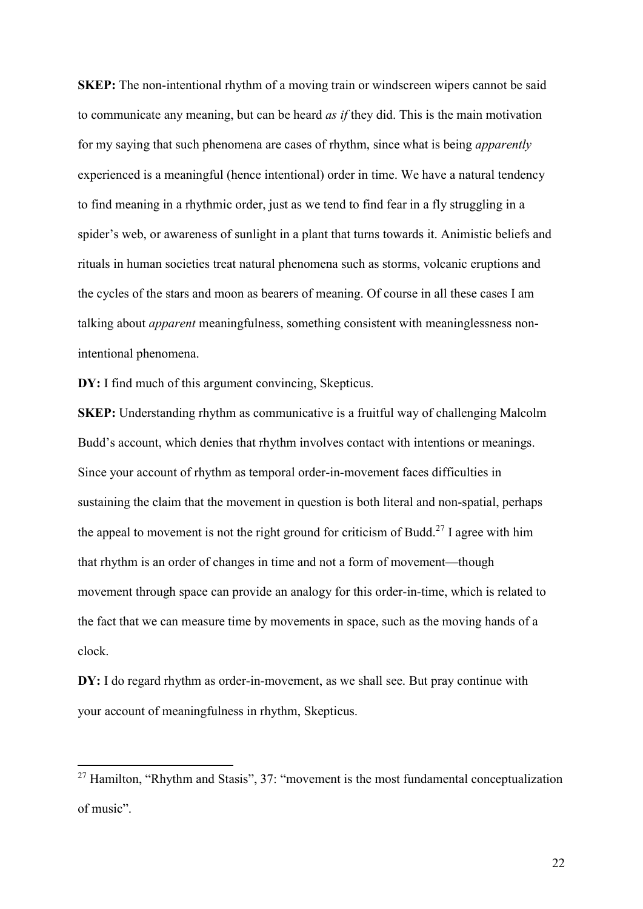**SKEP:** The non-intentional rhythm of a moving train or windscreen wipers cannot be said to communicate any meaning, but can be heard *as if* they did. This is the main motivation for my saying that such phenomena are cases of rhythm, since what is being *apparently* experienced is a meaningful (hence intentional) order in time. We have a natural tendency to find meaning in a rhythmic order, just as we tend to find fear in a fly struggling in a spider's web, or awareness of sunlight in a plant that turns towards it. Animistic beliefs and rituals in human societies treat natural phenomena such as storms, volcanic eruptions and the cycles of the stars and moon as bearers of meaning. Of course in all these cases I am talking about *apparent* meaningfulness, something consistent with meaninglessness non-intentional phenomena.

**DY:** I find much of this argument convincing, Skepticus.

**SKEP:** Understanding rhythm as communicative is a fruitful way of challenging Malcolm Budd's account, which denies that rhythm involves contact with intentions or meanings. Since your account of rhythm as temporal order-in-movement faces difficulties in sustaining the claim that the movement in question is both literal and non-spatial, perhaps the appeal to movement is not the right ground for criticism of Budd.[27] I agree with him that rhythm is an order of changes in time and not a form of movement—though movement through space can provide an analogy for this order-in-time, which is related to the fact that we can measure time by movements in space, such as the moving hands of a clock.

**DY:** I do regard rhythm as order-in-movement, as we shall see. But pray continue with your account of meaningfulness in rhythm, Skepticus.

---

[27] Hamilton, "Rhythm and Stasis", 37: "movement is the most fundamental conceptualization of music".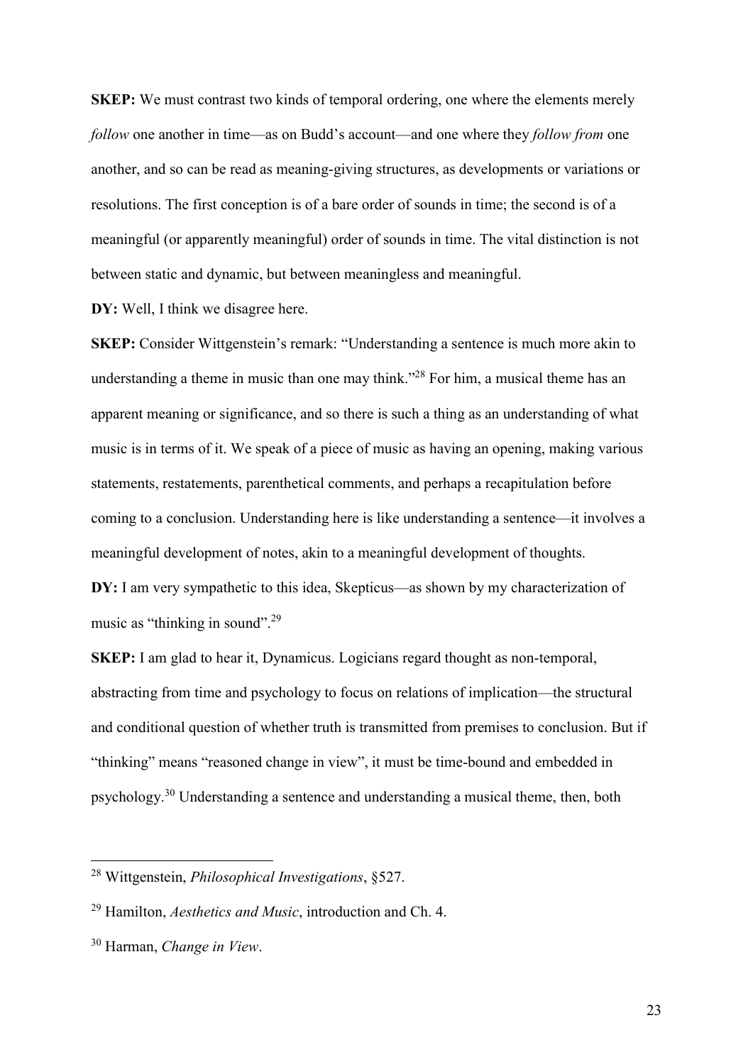**SKEP:** We must contrast two kinds of temporal ordering, one where the elements merely *follow* one another in time—as on Budd's account—and one where they *follow from* one another, and so can be read as meaning-giving structures, as developments or variations or resolutions. The first conception is of a bare order of sounds in time; the second is of a meaningful (or apparently meaningful) order of sounds in time. The vital distinction is not between static and dynamic, but between meaningless and meaningful.

**DY:** Well, I think we disagree here.

**SKEP:** Consider Wittgenstein's remark: "Understanding a sentence is much more akin to understanding a theme in music than one may think."[28] For him, a musical theme has an apparent meaning or significance, and so there is such a thing as an understanding of what music is in terms of it. We speak of a piece of music as having an opening, making various statements, restatements, parenthetical comments, and perhaps a recapitulation before coming to a conclusion. Understanding here is like understanding a sentence—it involves a meaningful development of notes, akin to a meaningful development of thoughts.

**DY:** I am very sympathetic to this idea, Skepticus—as shown by my characterization of music as "thinking in sound".[29]

**SKEP:** I am glad to hear it, Dynamicus. Logicians regard thought as non-temporal, abstracting from time and psychology to focus on relations of implication—the structural and conditional question of whether truth is transmitted from premises to conclusion. But if "thinking" means "reasoned change in view", it must be time-bound and embedded in psychology.[30] Understanding a sentence and understanding a musical theme, then, both

---

[28] Wittgenstein, *Philosophical Investigations*, §527.

[29] Hamilton, *Aesthetics and Music*, introduction and Ch. 4.

[30] Harman, *Change in View*.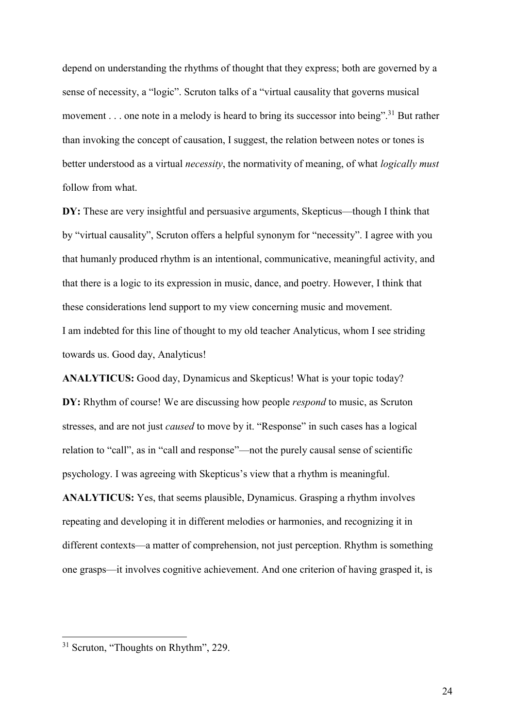depend on understanding the rhythms of thought that they express; both are governed by a sense of necessity, a "logic". Scruton talks of a "virtual causality that governs musical movement . . . one note in a melody is heard to bring its successor into being".[31] But rather than invoking the concept of causation, I suggest, the relation between notes or tones is better understood as a virtual *necessity*, the normativity of meaning, of what *logically must* follow from what.

**DY:** These are very insightful and persuasive arguments, Skepticus—though I think that by "virtual causality", Scruton offers a helpful synonym for "necessity". I agree with you that humanly produced rhythm is an intentional, communicative, meaningful activity, and that there is a logic to its expression in music, dance, and poetry. However, I think that these considerations lend support to my view concerning music and movement.
I am indebted for this line of thought to my old teacher Analyticus, whom I see striding towards us. Good day, Analyticus!

**ANALYTICUS:** Good day, Dynamicus and Skepticus! What is your topic today?

**DY:** Rhythm of course! We are discussing how people *respond* to music, as Scruton stresses, and are not just *caused* to move by it. "Response" in such cases has a logical relation to "call", as in "call and response"—not the purely causal sense of scientific psychology. I was agreeing with Skepticus's view that a rhythm is meaningful.

**ANALYTICUS:** Yes, that seems plausible, Dynamicus. Grasping a rhythm involves repeating and developing it in different melodies or harmonies, and recognizing it in different contexts—a matter of comprehension, not just perception. Rhythm is something one grasps—it involves cognitive achievement. And one criterion of having grasped it, is

[31] Scruton, "Thoughts on Rhythm", 229.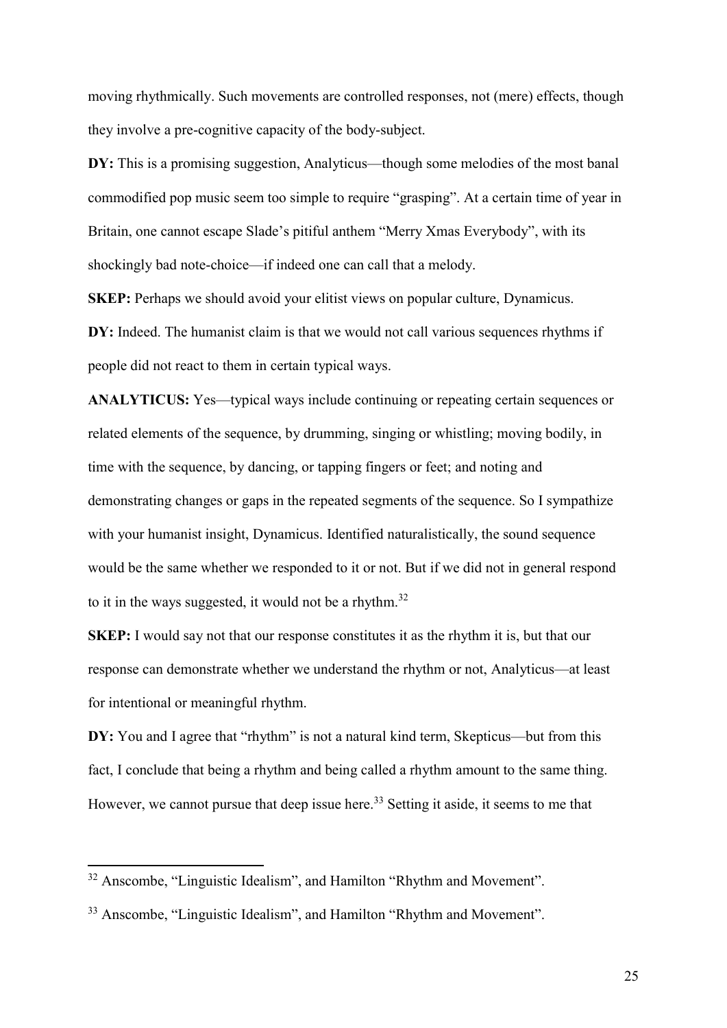moving rhythmically. Such movements are controlled responses, not (mere) effects, though they involve a pre-cognitive capacity of the body-subject.

**DY:** This is a promising suggestion, Analyticus—though some melodies of the most banal commodified pop music seem too simple to require "grasping". At a certain time of year in Britain, one cannot escape Slade's pitiful anthem "Merry Xmas Everybody", with its shockingly bad note-choice—if indeed one can call that a melody.

**SKEP:** Perhaps we should avoid your elitist views on popular culture, Dynamicus.

**DY:** Indeed. The humanist claim is that we would not call various sequences rhythms if people did not react to them in certain typical ways.

**ANALYTICUS:** Yes—typical ways include continuing or repeating certain sequences or related elements of the sequence, by drumming, singing or whistling; moving bodily, in time with the sequence, by dancing, or tapping fingers or feet; and noting and demonstrating changes or gaps in the repeated segments of the sequence. So I sympathize with your humanist insight, Dynamicus. Identified naturalistically, the sound sequence would be the same whether we responded to it or not. But if we did not in general respond to it in the ways suggested, it would not be a rhythm.[32]

**SKEP:** I would say not that our response constitutes it as the rhythm it is, but that our response can demonstrate whether we understand the rhythm or not, Analyticus—at least for intentional or meaningful rhythm.

**DY:** You and I agree that "rhythm" is not a natural kind term, Skepticus—but from this fact, I conclude that being a rhythm and being called a rhythm amount to the same thing. However, we cannot pursue that deep issue here.[33] Setting it aside, it seems to me that

---

[32] Anscombe, "Linguistic Idealism", and Hamilton "Rhythm and Movement".

[33] Anscombe, "Linguistic Idealism", and Hamilton "Rhythm and Movement".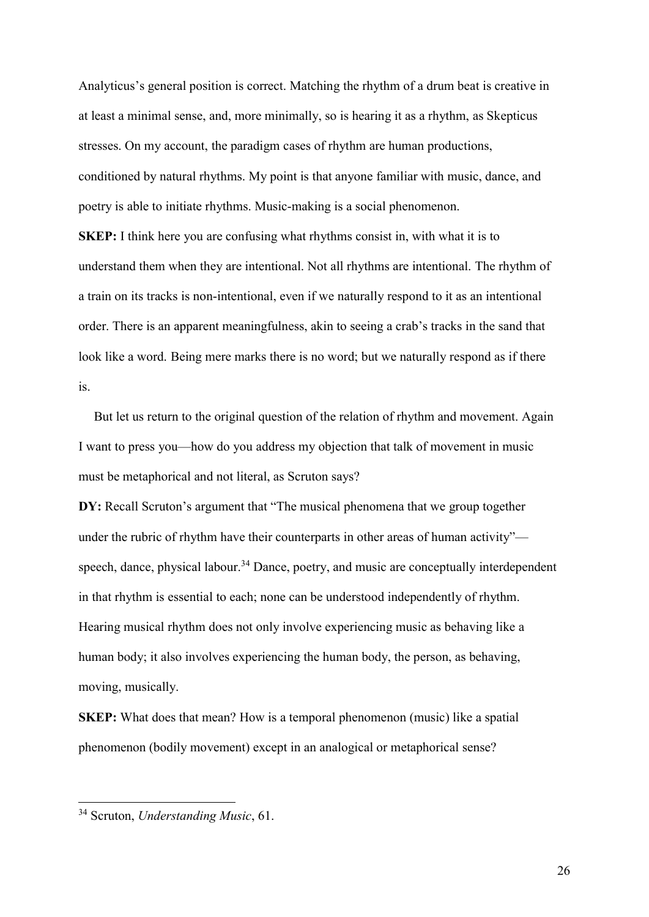Analyticus's general position is correct. Matching the rhythm of a drum beat is creative in at least a minimal sense, and, more minimally, so is hearing it as a rhythm, as Skepticus stresses. On my account, the paradigm cases of rhythm are human productions, conditioned by natural rhythms. My point is that anyone familiar with music, dance, and poetry is able to initiate rhythms. Music-making is a social phenomenon.

**SKEP:** I think here you are confusing what rhythms consist in, with what it is to understand them when they are intentional. Not all rhythms are intentional. The rhythm of a train on its tracks is non-intentional, even if we naturally respond to it as an intentional order. There is an apparent meaningfulness, akin to seeing a crab's tracks in the sand that look like a word. Being mere marks there is no word; but we naturally respond as if there is.

But let us return to the original question of the relation of rhythm and movement. Again I want to press you—how do you address my objection that talk of movement in music must be metaphorical and not literal, as Scruton says?

**DY:** Recall Scruton's argument that "The musical phenomena that we group together under the rubric of rhythm have their counterparts in other areas of human activity"—speech, dance, physical labour.[34] Dance, poetry, and music are conceptually interdependent in that rhythm is essential to each; none can be understood independently of rhythm. Hearing musical rhythm does not only involve experiencing music as behaving like a human body; it also involves experiencing the human body, the person, as behaving, moving, musically.

**SKEP:** What does that mean? How is a temporal phenomenon (music) like a spatial phenomenon (bodily movement) except in an analogical or metaphorical sense?

---

[34] Scruton, *Understanding Music*, 61.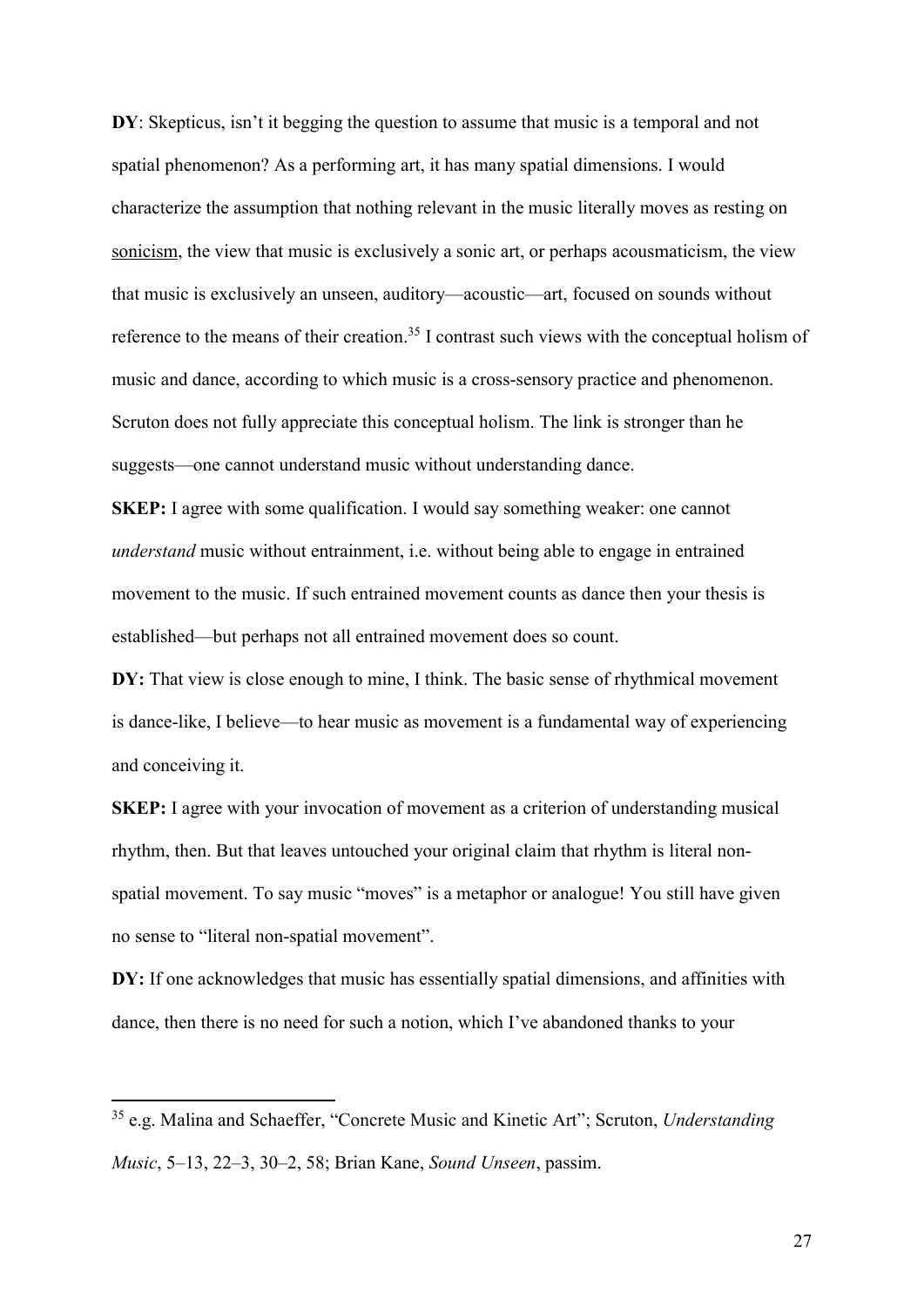**DY**: Skepticus, isn't it begging the question to assume that music is a temporal and not spatial phenomenon? As a performing art, it has many spatial dimensions. I would characterize the assumption that nothing relevant in the music literally moves as resting on <u>sonicism</u>, the view that music is exclusively a sonic art, or perhaps acousmaticism, the view that music is exclusively an unseen, auditory—acoustic—art, focused on sounds without reference to the means of their creation.[35] I contrast such views with the conceptual holism of music and dance, according to which music is a cross-sensory practice and phenomenon. Scruton does not fully appreciate this conceptual holism. The link is stronger than he suggests—one cannot understand music without understanding dance.

**SKEP:** I agree with some qualification. I would say something weaker: one cannot *understand* music without entrainment, i.e. without being able to engage in entrained movement to the music. If such entrained movement counts as dance then your thesis is established—but perhaps not all entrained movement does so count.

**DY:** That view is close enough to mine, I think. The basic sense of rhythmical movement is dance-like, I believe—to hear music as movement is a fundamental way of experiencing and conceiving it.

**SKEP:** I agree with your invocation of movement as a criterion of understanding musical rhythm, then. But that leaves untouched your original claim that rhythm is literal non-spatial movement. To say music "moves" is a metaphor or analogue! You still have given no sense to "literal non-spatial movement".

**DY:** If one acknowledges that music has essentially spatial dimensions, and affinities with dance, then there is no need for such a notion, which I've abandoned thanks to your

---

[35] e.g. Malina and Schaeffer, "Concrete Music and Kinetic Art"; Scruton, *Understanding Music*, 5–13, 22–3, 30–2, 58; Brian Kane, *Sound Unseen*, passim.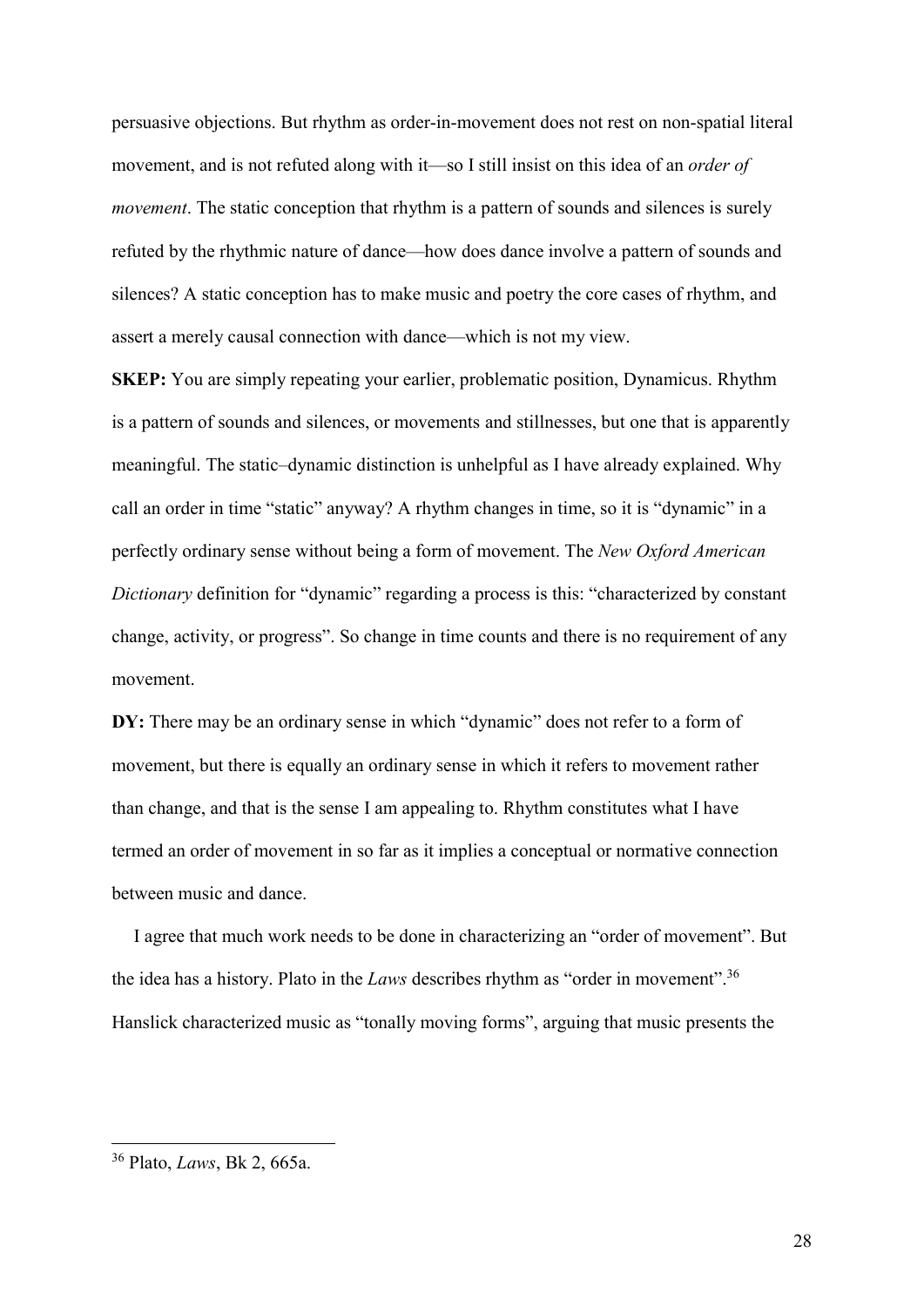persuasive objections. But rhythm as order-in-movement does not rest on non-spatial literal movement, and is not refuted along with it—so I still insist on this idea of an *order of movement*. The static conception that rhythm is a pattern of sounds and silences is surely refuted by the rhythmic nature of dance—how does dance involve a pattern of sounds and silences? A static conception has to make music and poetry the core cases of rhythm, and assert a merely causal connection with dance—which is not my view.

**SKEP:** You are simply repeating your earlier, problematic position, Dynamicus. Rhythm is a pattern of sounds and silences, or movements and stillnesses, but one that is apparently meaningful. The static–dynamic distinction is unhelpful as I have already explained. Why call an order in time "static" anyway? A rhythm changes in time, so it is "dynamic" in a perfectly ordinary sense without being a form of movement. The *New Oxford American Dictionary* definition for "dynamic" regarding a process is this: "characterized by constant change, activity, or progress". So change in time counts and there is no requirement of any movement.

**DY:** There may be an ordinary sense in which "dynamic" does not refer to a form of movement, but there is equally an ordinary sense in which it refers to movement rather than change, and that is the sense I am appealing to. Rhythm constitutes what I have termed an order of movement in so far as it implies a conceptual or normative connection between music and dance.

I agree that much work needs to be done in characterizing an "order of movement". But the idea has a history. Plato in the *Laws* describes rhythm as "order in movement".[36] Hanslick characterized music as "tonally moving forms", arguing that music presents the

---

[36] Plato, *Laws*, Bk 2, 665a.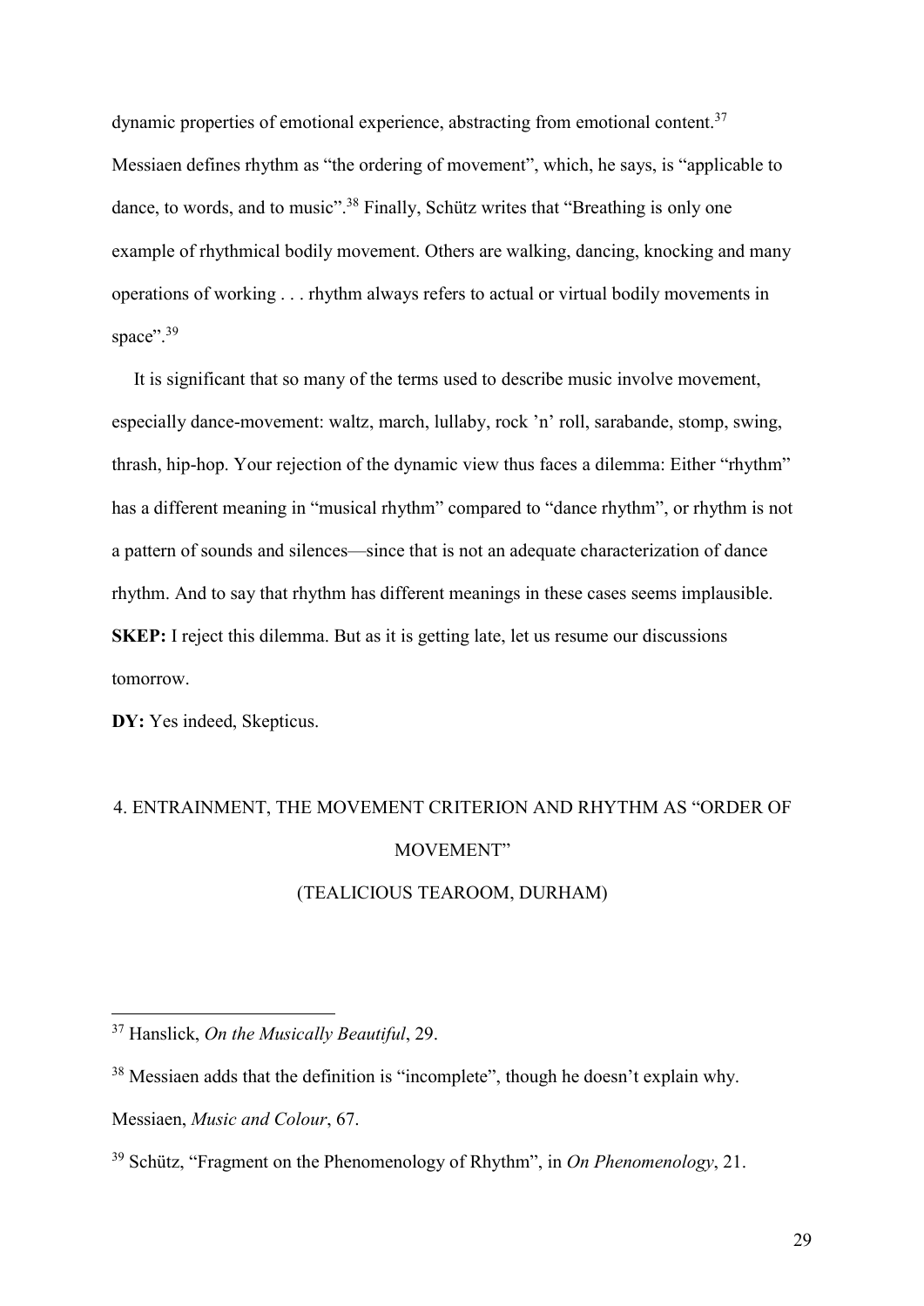dynamic properties of emotional experience, abstracting from emotional content.[37] Messiaen defines rhythm as "the ordering of movement", which, he says, is "applicable to dance, to words, and to music".[38] Finally, Schütz writes that "Breathing is only one example of rhythmical bodily movement. Others are walking, dancing, knocking and many operations of working . . . rhythm always refers to actual or virtual bodily movements in space".[39]

It is significant that so many of the terms used to describe music involve movement, especially dance-movement: waltz, march, lullaby, rock 'n' roll, sarabande, stomp, swing, thrash, hip-hop. Your rejection of the dynamic view thus faces a dilemma: Either "rhythm" has a different meaning in "musical rhythm" compared to "dance rhythm", or rhythm is not a pattern of sounds and silences—since that is not an adequate characterization of dance rhythm. And to say that rhythm has different meanings in these cases seems implausible.

**SKEP:** I reject this dilemma. But as it is getting late, let us resume our discussions tomorrow.

**DY:** Yes indeed, Skepticus.

## 4. ENTRAINMENT, THE MOVEMENT CRITERION AND RHYTHM AS "ORDER OF MOVEMENT"

(TEALICIOUS TEAROOM, DURHAM)

---

[37] Hanslick, *On the Musically Beautiful*, 29.

[38] Messiaen adds that the definition is "incomplete", though he doesn't explain why. Messiaen, *Music and Colour*, 67.

[39] Schütz, "Fragment on the Phenomenology of Rhythm", in *On Phenomenology*, 21.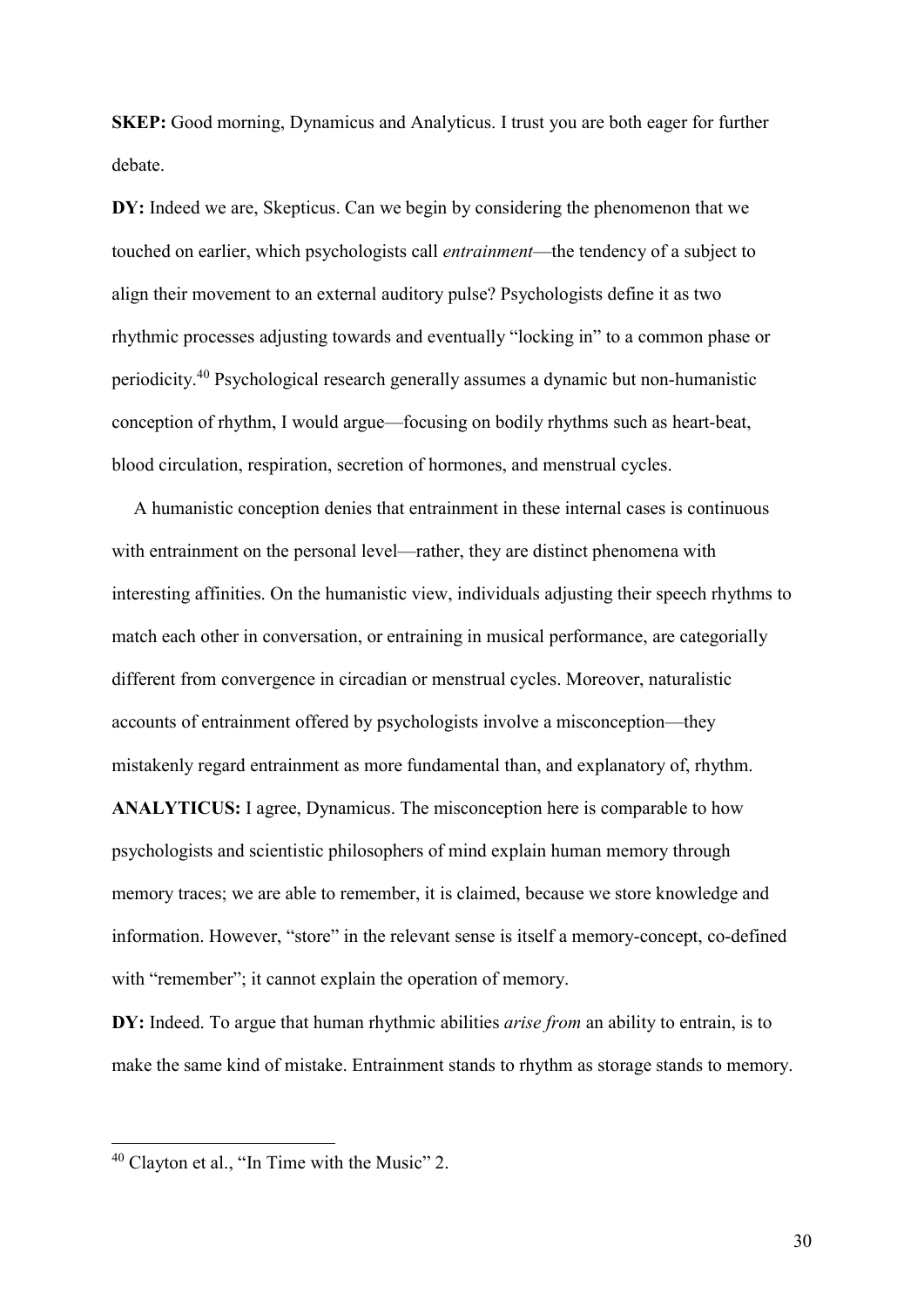**SKEP:** Good morning, Dynamicus and Analyticus. I trust you are both eager for further debate.

**DY:** Indeed we are, Skepticus. Can we begin by considering the phenomenon that we touched on earlier, which psychologists call *entrainment*—the tendency of a subject to align their movement to an external auditory pulse? Psychologists define it as two rhythmic processes adjusting towards and eventually "locking in" to a common phase or periodicity.[40] Psychological research generally assumes a dynamic but non-humanistic conception of rhythm, I would argue—focusing on bodily rhythms such as heart-beat, blood circulation, respiration, secretion of hormones, and menstrual cycles.

A humanistic conception denies that entrainment in these internal cases is continuous with entrainment on the personal level—rather, they are distinct phenomena with interesting affinities. On the humanistic view, individuals adjusting their speech rhythms to match each other in conversation, or entraining in musical performance, are categorially different from convergence in circadian or menstrual cycles. Moreover, naturalistic accounts of entrainment offered by psychologists involve a misconception—they mistakenly regard entrainment as more fundamental than, and explanatory of, rhythm.

**ANALYTICUS:** I agree, Dynamicus. The misconception here is comparable to how psychologists and scientistic philosophers of mind explain human memory through memory traces; we are able to remember, it is claimed, because we store knowledge and information. However, "store" in the relevant sense is itself a memory-concept, co-defined with "remember"; it cannot explain the operation of memory.

**DY:** Indeed. To argue that human rhythmic abilities *arise from* an ability to entrain, is to make the same kind of mistake. Entrainment stands to rhythm as storage stands to memory.

[40] Clayton et al., "In Time with the Music" 2.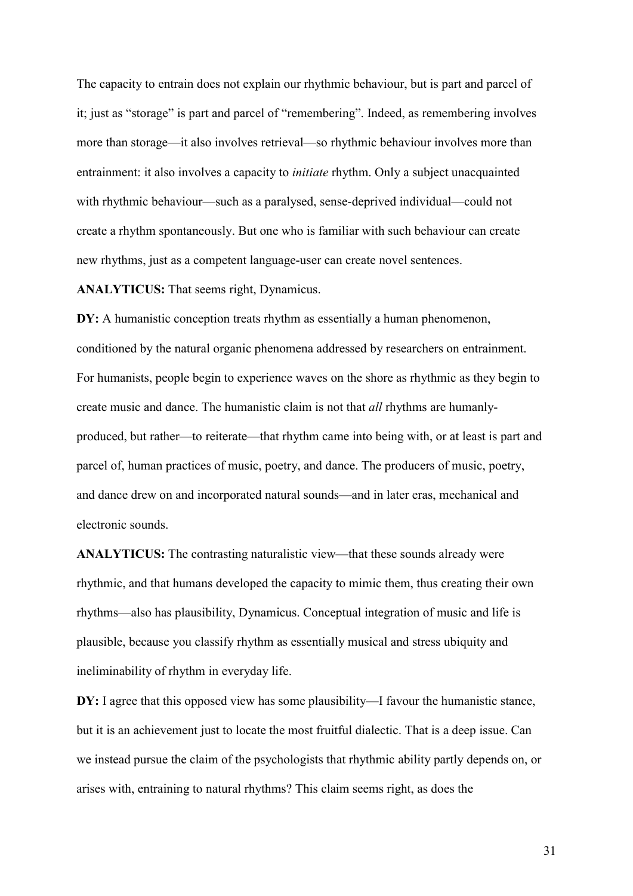The capacity to entrain does not explain our rhythmic behaviour, but is part and parcel of it; just as "storage" is part and parcel of "remembering". Indeed, as remembering involves more than storage—it also involves retrieval—so rhythmic behaviour involves more than entrainment: it also involves a capacity to *initiate* rhythm. Only a subject unacquainted with rhythmic behaviour—such as a paralysed, sense-deprived individual—could not create a rhythm spontaneously. But one who is familiar with such behaviour can create new rhythms, just as a competent language-user can create novel sentences.

**ANALYTICUS:** That seems right, Dynamicus.

**DY:** A humanistic conception treats rhythm as essentially a human phenomenon, conditioned by the natural organic phenomena addressed by researchers on entrainment. For humanists, people begin to experience waves on the shore as rhythmic as they begin to create music and dance. The humanistic claim is not that *all* rhythms are humanly-produced, but rather—to reiterate—that rhythm came into being with, or at least is part and parcel of, human practices of music, poetry, and dance. The producers of music, poetry, and dance drew on and incorporated natural sounds—and in later eras, mechanical and electronic sounds.

**ANALYTICUS:** The contrasting naturalistic view—that these sounds already were rhythmic, and that humans developed the capacity to mimic them, thus creating their own rhythms—also has plausibility, Dynamicus. Conceptual integration of music and life is plausible, because you classify rhythm as essentially musical and stress ubiquity and ineliminability of rhythm in everyday life.

**DY:** I agree that this opposed view has some plausibility—I favour the humanistic stance, but it is an achievement just to locate the most fruitful dialectic. That is a deep issue. Can we instead pursue the claim of the psychologists that rhythmic ability partly depends on, or arises with, entraining to natural rhythms? This claim seems right, as does the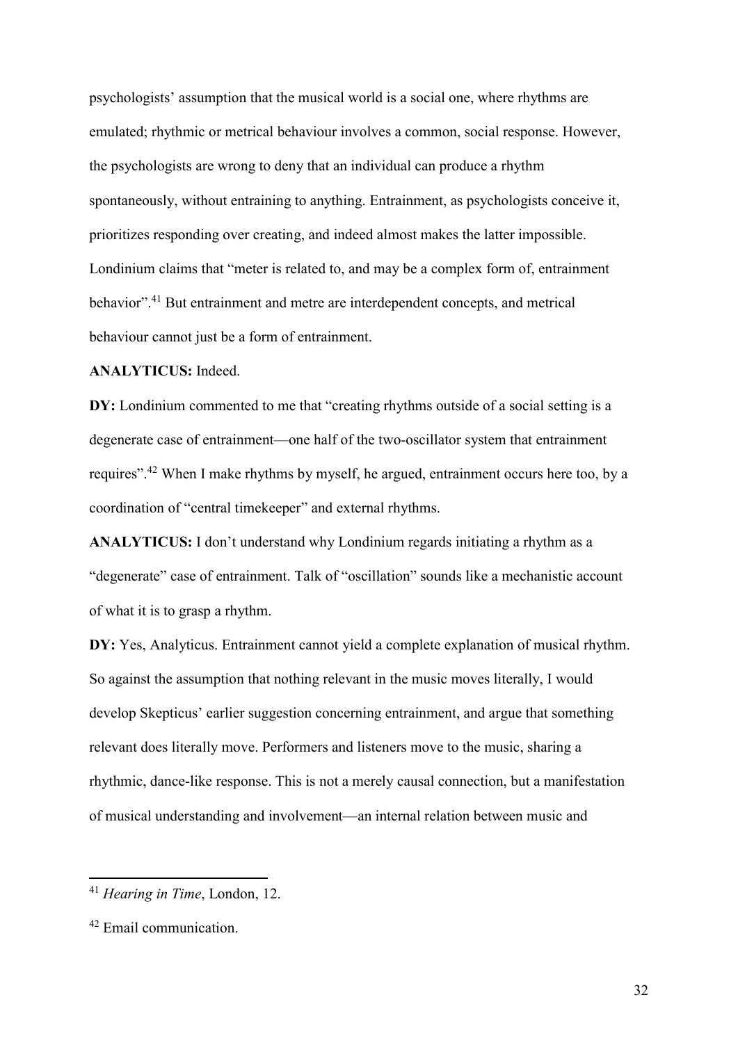psychologists' assumption that the musical world is a social one, where rhythms are emulated; rhythmic or metrical behaviour involves a common, social response. However, the psychologists are wrong to deny that an individual can produce a rhythm spontaneously, without entraining to anything. Entrainment, as psychologists conceive it, prioritizes responding over creating, and indeed almost makes the latter impossible. Londinium claims that "meter is related to, and may be a complex form of, entrainment behavior".[41] But entrainment and metre are interdependent concepts, and metrical behaviour cannot just be a form of entrainment.

**ANALYTICUS:** Indeed.

**DY:** Londinium commented to me that "creating rhythms outside of a social setting is a degenerate case of entrainment—one half of the two-oscillator system that entrainment requires".[42] When I make rhythms by myself, he argued, entrainment occurs here too, by a coordination of "central timekeeper" and external rhythms.

**ANALYTICUS:** I don't understand why Londinium regards initiating a rhythm as a "degenerate" case of entrainment. Talk of "oscillation" sounds like a mechanistic account of what it is to grasp a rhythm.

**DY:** Yes, Analyticus. Entrainment cannot yield a complete explanation of musical rhythm. So against the assumption that nothing relevant in the music moves literally, I would develop Skepticus' earlier suggestion concerning entrainment, and argue that something relevant does literally move. Performers and listeners move to the music, sharing a rhythmic, dance-like response. This is not a merely causal connection, but a manifestation of musical understanding and involvement—an internal relation between music and

---

[41] *Hearing in Time*, London, 12.

[42] Email communication.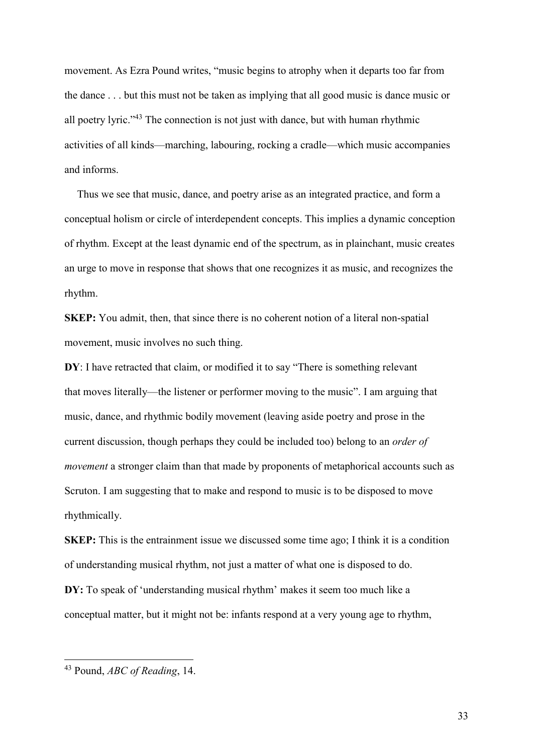movement. As Ezra Pound writes, "music begins to atrophy when it departs too far from the dance . . . but this must not be taken as implying that all good music is dance music or all poetry lyric."[43] The connection is not just with dance, but with human rhythmic activities of all kinds—marching, labouring, rocking a cradle—which music accompanies and informs.

Thus we see that music, dance, and poetry arise as an integrated practice, and form a conceptual holism or circle of interdependent concepts. This implies a dynamic conception of rhythm. Except at the least dynamic end of the spectrum, as in plainchant, music creates an urge to move in response that shows that one recognizes it as music, and recognizes the rhythm.

**SKEP:** You admit, then, that since there is no coherent notion of a literal non-spatial movement, music involves no such thing.

**DY**: I have retracted that claim, or modified it to say "There is something relevant that moves literally—the listener or performer moving to the music". I am arguing that music, dance, and rhythmic bodily movement (leaving aside poetry and prose in the current discussion, though perhaps they could be included too) belong to an *order of movement* a stronger claim than that made by proponents of metaphorical accounts such as Scruton. I am suggesting that to make and respond to music is to be disposed to move rhythmically.

**SKEP:** This is the entrainment issue we discussed some time ago; I think it is a condition of understanding musical rhythm, not just a matter of what one is disposed to do.

**DY:** To speak of 'understanding musical rhythm' makes it seem too much like a conceptual matter, but it might not be: infants respond at a very young age to rhythm,

[43] Pound, *ABC of Reading*, 14.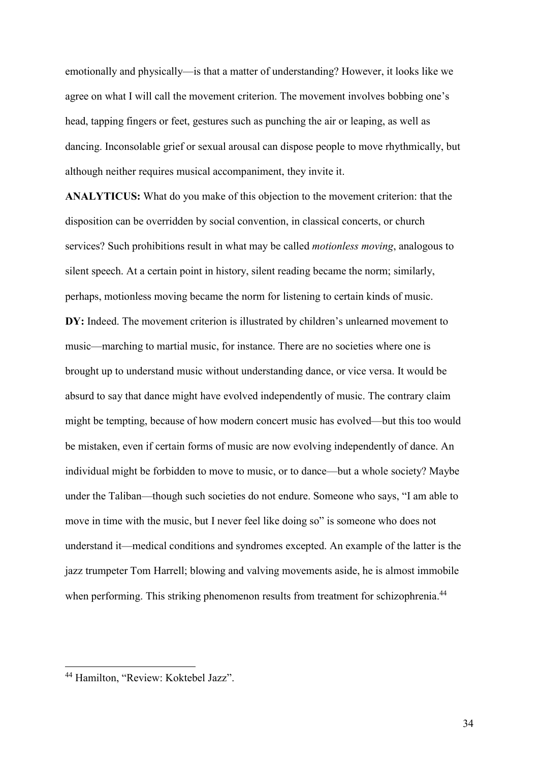emotionally and physically—is that a matter of understanding? However, it looks like we agree on what I will call the movement criterion. The movement involves bobbing one's head, tapping fingers or feet, gestures such as punching the air or leaping, as well as dancing. Inconsolable grief or sexual arousal can dispose people to move rhythmically, but although neither requires musical accompaniment, they invite it.

**ANALYTICUS:** What do you make of this objection to the movement criterion: that the disposition can be overridden by social convention, in classical concerts, or church services? Such prohibitions result in what may be called *motionless moving*, analogous to silent speech. At a certain point in history, silent reading became the norm; similarly, perhaps, motionless moving became the norm for listening to certain kinds of music.

**DY:** Indeed. The movement criterion is illustrated by children's unlearned movement to music—marching to martial music, for instance. There are no societies where one is brought up to understand music without understanding dance, or vice versa. It would be absurd to say that dance might have evolved independently of music. The contrary claim might be tempting, because of how modern concert music has evolved—but this too would be mistaken, even if certain forms of music are now evolving independently of dance. An individual might be forbidden to move to music, or to dance—but a whole society? Maybe under the Taliban—though such societies do not endure. Someone who says, "I am able to move in time with the music, but I never feel like doing so" is someone who does not understand it—medical conditions and syndromes excepted. An example of the latter is the jazz trumpeter Tom Harrell; blowing and valving movements aside, he is almost immobile when performing. This striking phenomenon results from treatment for schizophrenia.[44]

---

[44] Hamilton, "Review: Koktebel Jazz".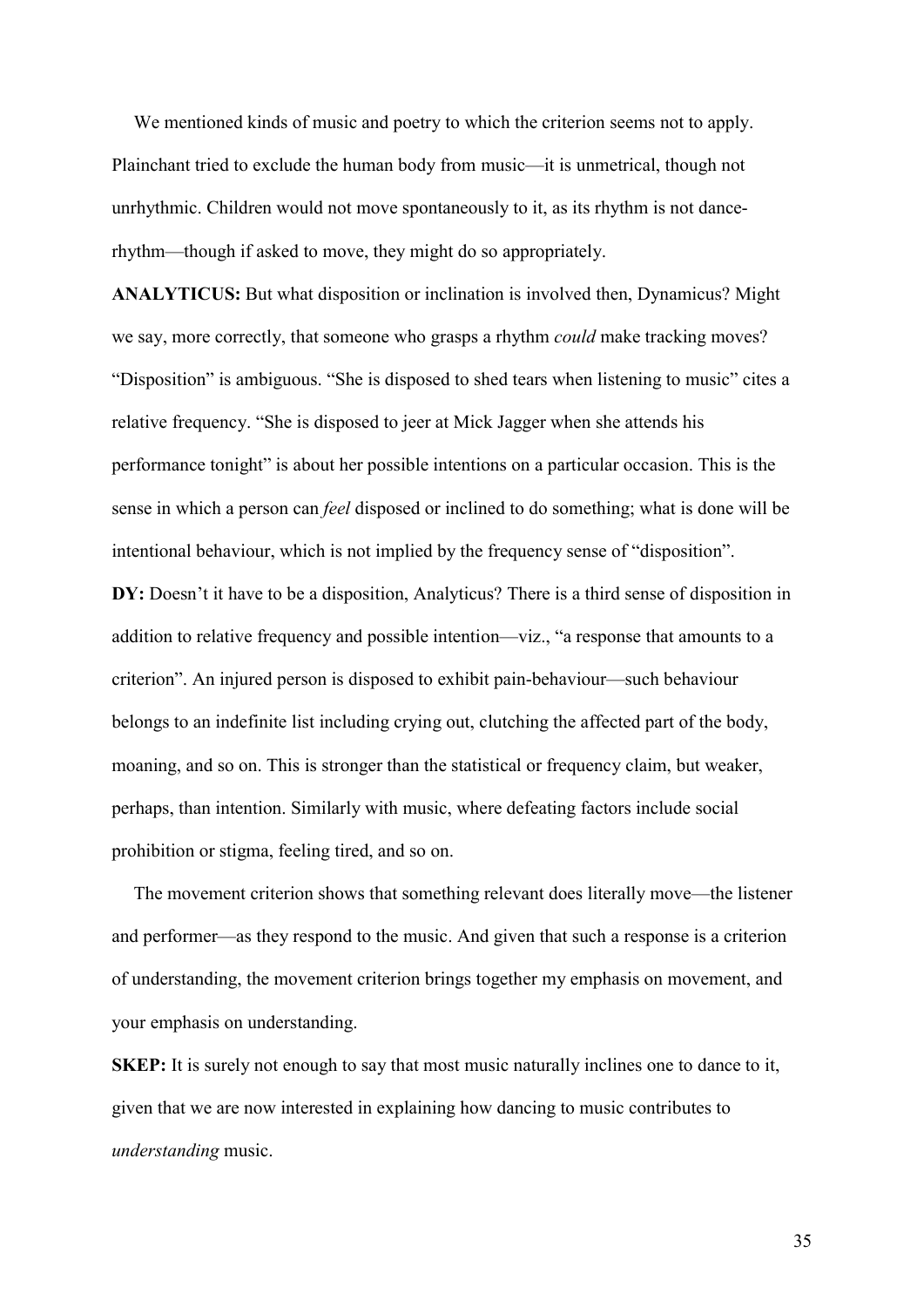We mentioned kinds of music and poetry to which the criterion seems not to apply. Plainchant tried to exclude the human body from music—it is unmetrical, though not unrhythmic. Children would not move spontaneously to it, as its rhythm is not dance-rhythm—though if asked to move, they might do so appropriately.

**ANALYTICUS:** But what disposition or inclination is involved then, Dynamicus? Might we say, more correctly, that someone who grasps a rhythm *could* make tracking moves? "Disposition" is ambiguous. "She is disposed to shed tears when listening to music" cites a relative frequency. "She is disposed to jeer at Mick Jagger when she attends his performance tonight" is about her possible intentions on a particular occasion. This is the sense in which a person can *feel* disposed or inclined to do something; what is done will be intentional behaviour, which is not implied by the frequency sense of "disposition".

**DY:** Doesn't it have to be a disposition, Analyticus? There is a third sense of disposition in addition to relative frequency and possible intention—viz., "a response that amounts to a criterion". An injured person is disposed to exhibit pain-behaviour—such behaviour belongs to an indefinite list including crying out, clutching the affected part of the body, moaning, and so on. This is stronger than the statistical or frequency claim, but weaker, perhaps, than intention. Similarly with music, where defeating factors include social prohibition or stigma, feeling tired, and so on.

The movement criterion shows that something relevant does literally move—the listener and performer—as they respond to the music. And given that such a response is a criterion of understanding, the movement criterion brings together my emphasis on movement, and your emphasis on understanding.

**SKEP:** It is surely not enough to say that most music naturally inclines one to dance to it, given that we are now interested in explaining how dancing to music contributes to *understanding* music.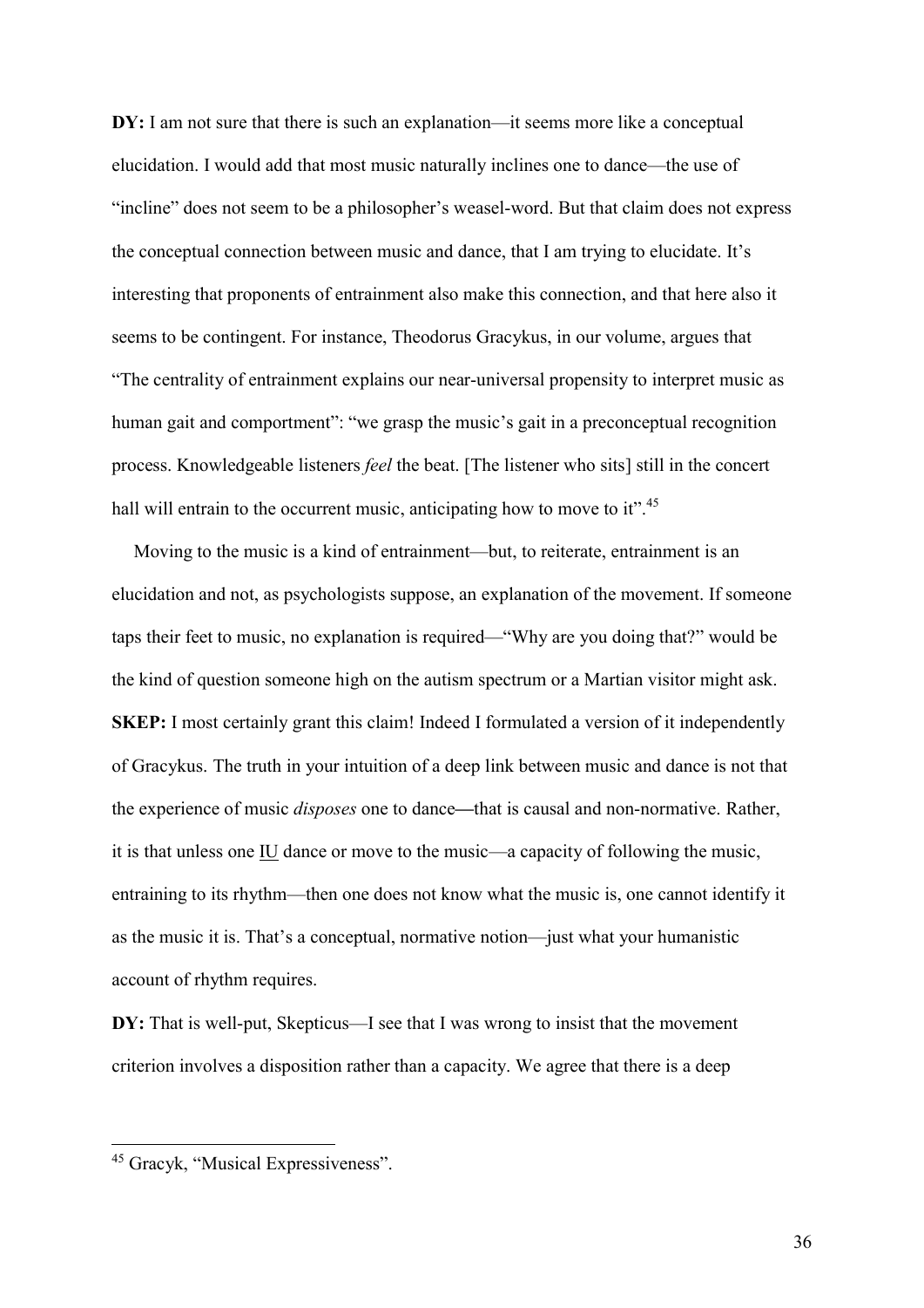**DY:** I am not sure that there is such an explanation—it seems more like a conceptual elucidation. I would add that most music naturally inclines one to dance—the use of "incline" does not seem to be a philosopher's weasel-word. But that claim does not express the conceptual connection between music and dance, that I am trying to elucidate. It's interesting that proponents of entrainment also make this connection, and that here also it seems to be contingent. For instance, Theodorus Gracykus, in our volume, argues that "The centrality of entrainment explains our near-universal propensity to interpret music as human gait and comportment": "we grasp the music's gait in a preconceptual recognition process. Knowledgeable listeners *feel* the beat. [The listener who sits] still in the concert hall will entrain to the occurrent music, anticipating how to move to it".[45]

Moving to the music is a kind of entrainment—but, to reiterate, entrainment is an elucidation and not, as psychologists suppose, an explanation of the movement. If someone taps their feet to music, no explanation is required—"Why are you doing that?" would be the kind of question someone high on the autism spectrum or a Martian visitor might ask.

**SKEP:** I most certainly grant this claim! Indeed I formulated a version of it independently of Gracykus. The truth in your intuition of a deep link between music and dance is not that the experience of music *disposes* one to dance—that is causal and non-normative. Rather, it is that unless one <u>IU</u> dance or move to the music—a capacity of following the music, entraining to its rhythm—then one does not know what the music is, one cannot identify it as the music it is. That's a conceptual, normative notion—just what your humanistic account of rhythm requires.

**DY:** That is well-put, Skepticus—I see that I was wrong to insist that the movement criterion involves a disposition rather than a capacity. We agree that there is a deep

---

[45] Gracyk, "Musical Expressiveness".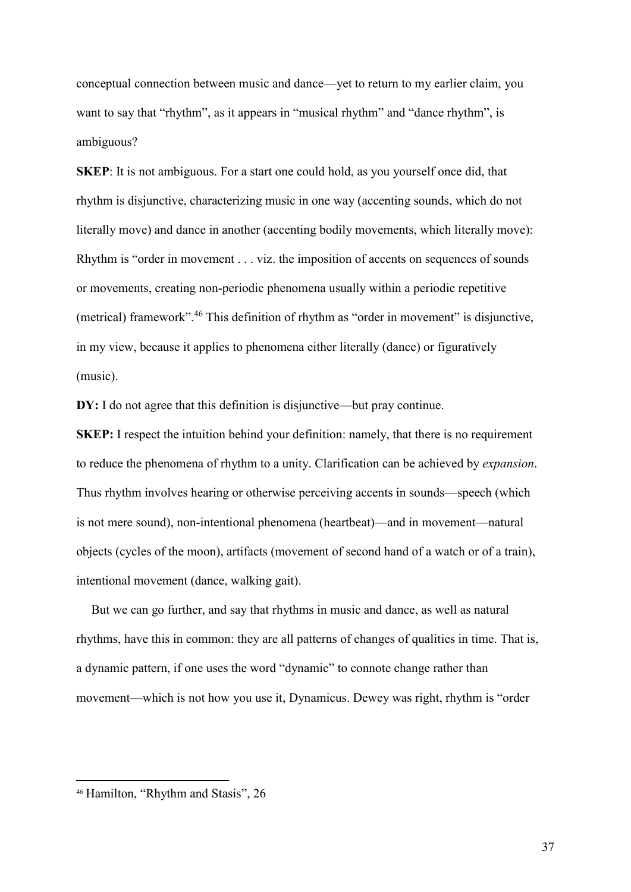conceptual connection between music and dance—yet to return to my earlier claim, you want to say that "rhythm", as it appears in "musical rhythm" and "dance rhythm", is ambiguous?

**SKEP**: It is not ambiguous. For a start one could hold, as you yourself once did, that rhythm is disjunctive, characterizing music in one way (accenting sounds, which do not literally move) and dance in another (accenting bodily movements, which literally move): Rhythm is "order in movement . . . viz. the imposition of accents on sequences of sounds or movements, creating non-periodic phenomena usually within a periodic repetitive (metrical) framework".[46] This definition of rhythm as "order in movement" is disjunctive, in my view, because it applies to phenomena either literally (dance) or figuratively (music).

**DY:** I do not agree that this definition is disjunctive—but pray continue.

**SKEP:** I respect the intuition behind your definition: namely, that there is no requirement to reduce the phenomena of rhythm to a unity. Clarification can be achieved by *expansion*. Thus rhythm involves hearing or otherwise perceiving accents in sounds—speech (which is not mere sound), non-intentional phenomena (heartbeat)—and in movement—natural objects (cycles of the moon), artifacts (movement of second hand of a watch or of a train), intentional movement (dance, walking gait).

But we can go further, and say that rhythms in music and dance, as well as natural rhythms, have this in common: they are all patterns of changes of qualities in time. That is, a dynamic pattern, if one uses the word "dynamic" to connote change rather than movement—which is not how you use it, Dynamicus. Dewey was right, rhythm is "order

---

[46] Hamilton, "Rhythm and Stasis", 26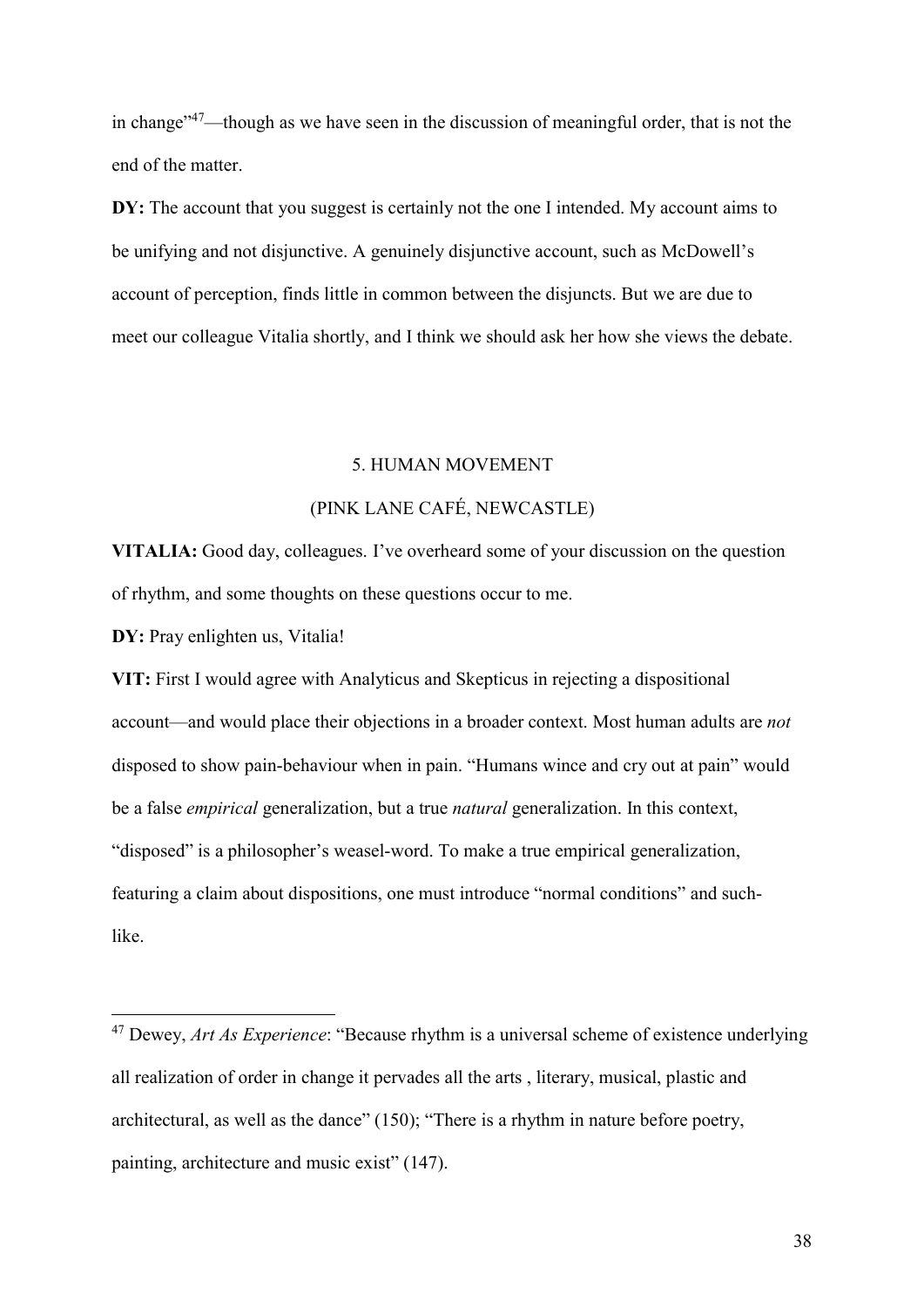in change"[47]—though as we have seen in the discussion of meaningful order, that is not the end of the matter.

**DY:** The account that you suggest is certainly not the one I intended. My account aims to be unifying and not disjunctive. A genuinely disjunctive account, such as McDowell's account of perception, finds little in common between the disjuncts. But we are due to meet our colleague Vitalia shortly, and I think we should ask her how she views the debate.

## 5. HUMAN MOVEMENT

### (PINK LANE CAFÉ, NEWCASTLE)

**VITALIA:** Good day, colleagues. I've overheard some of your discussion on the question of rhythm, and some thoughts on these questions occur to me.

**DY:** Pray enlighten us, Vitalia!

**VIT:** First I would agree with Analyticus and Skepticus in rejecting a dispositional account—and would place their objections in a broader context. Most human adults are *not* disposed to show pain-behaviour when in pain. "Humans wince and cry out at pain" would be a false *empirical* generalization, but a true *natural* generalization. In this context, "disposed" is a philosopher's weasel-word. To make a true empirical generalization, featuring a claim about dispositions, one must introduce "normal conditions" and such-like.

---

[47] Dewey, *Art As Experience*: "Because rhythm is a universal scheme of existence underlying all realization of order in change it pervades all the arts , literary, musical, plastic and architectural, as well as the dance" (150); "There is a rhythm in nature before poetry, painting, architecture and music exist" (147).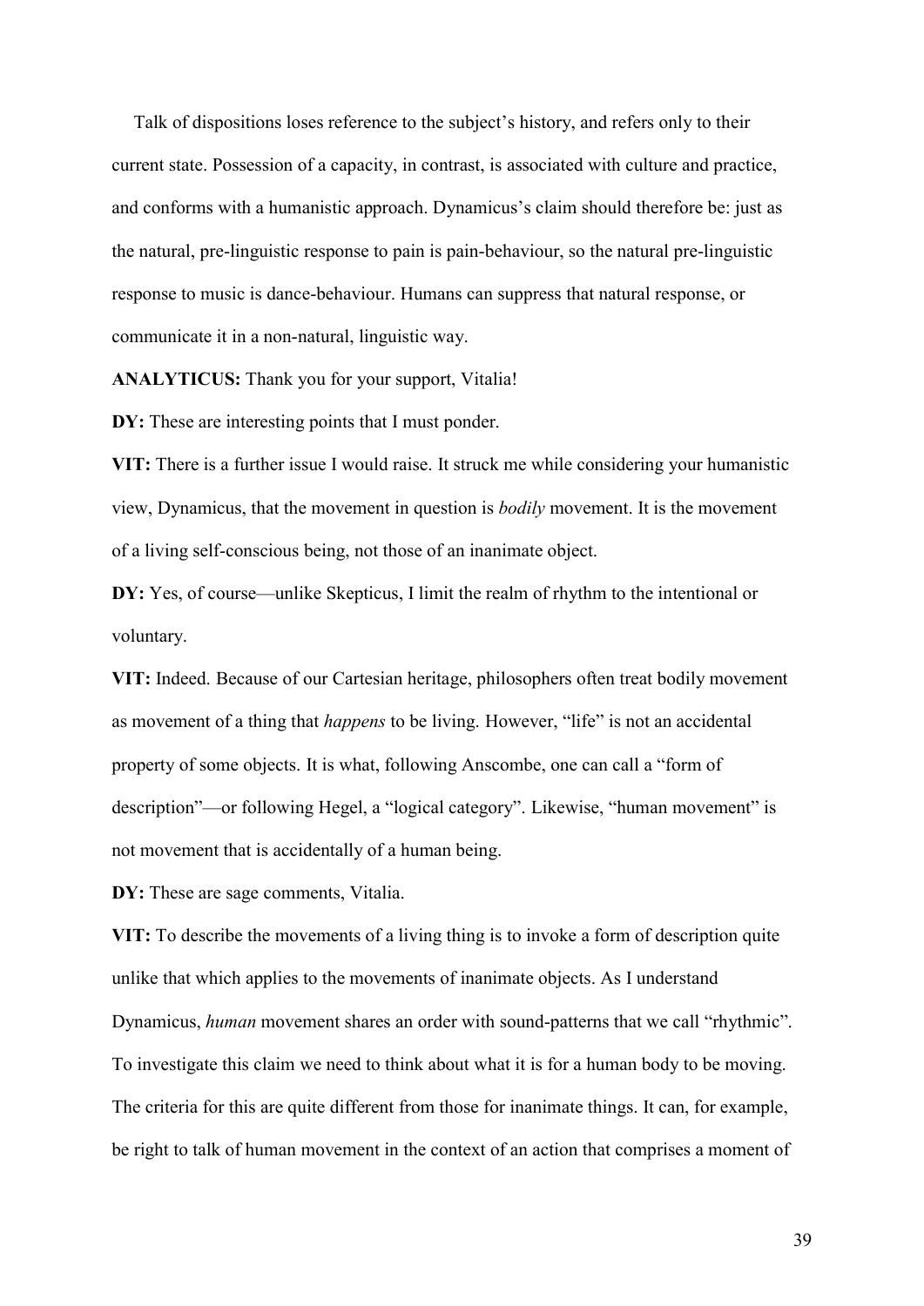Talk of dispositions loses reference to the subject's history, and refers only to their current state. Possession of a capacity, in contrast, is associated with culture and practice, and conforms with a humanistic approach. Dynamicus's claim should therefore be: just as the natural, pre-linguistic response to pain is pain-behaviour, so the natural pre-linguistic response to music is dance-behaviour. Humans can suppress that natural response, or communicate it in a non-natural, linguistic way.

**ANALYTICUS:** Thank you for your support, Vitalia!

**DY:** These are interesting points that I must ponder.

**VIT:** There is a further issue I would raise. It struck me while considering your humanistic view, Dynamicus, that the movement in question is *bodily* movement. It is the movement of a living self-conscious being, not those of an inanimate object.

**DY:** Yes, of course—unlike Skepticus, I limit the realm of rhythm to the intentional or voluntary.

**VIT:** Indeed. Because of our Cartesian heritage, philosophers often treat bodily movement as movement of a thing that *happens* to be living. However, "life" is not an accidental property of some objects. It is what, following Anscombe, one can call a "form of description"—or following Hegel, a "logical category". Likewise, "human movement" is not movement that is accidentally of a human being.

**DY:** These are sage comments, Vitalia.

**VIT:** To describe the movements of a living thing is to invoke a form of description quite unlike that which applies to the movements of inanimate objects. As I understand Dynamicus, *human* movement shares an order with sound-patterns that we call "rhythmic". To investigate this claim we need to think about what it is for a human body to be moving. The criteria for this are quite different from those for inanimate things. It can, for example, be right to talk of human movement in the context of an action that comprises a moment of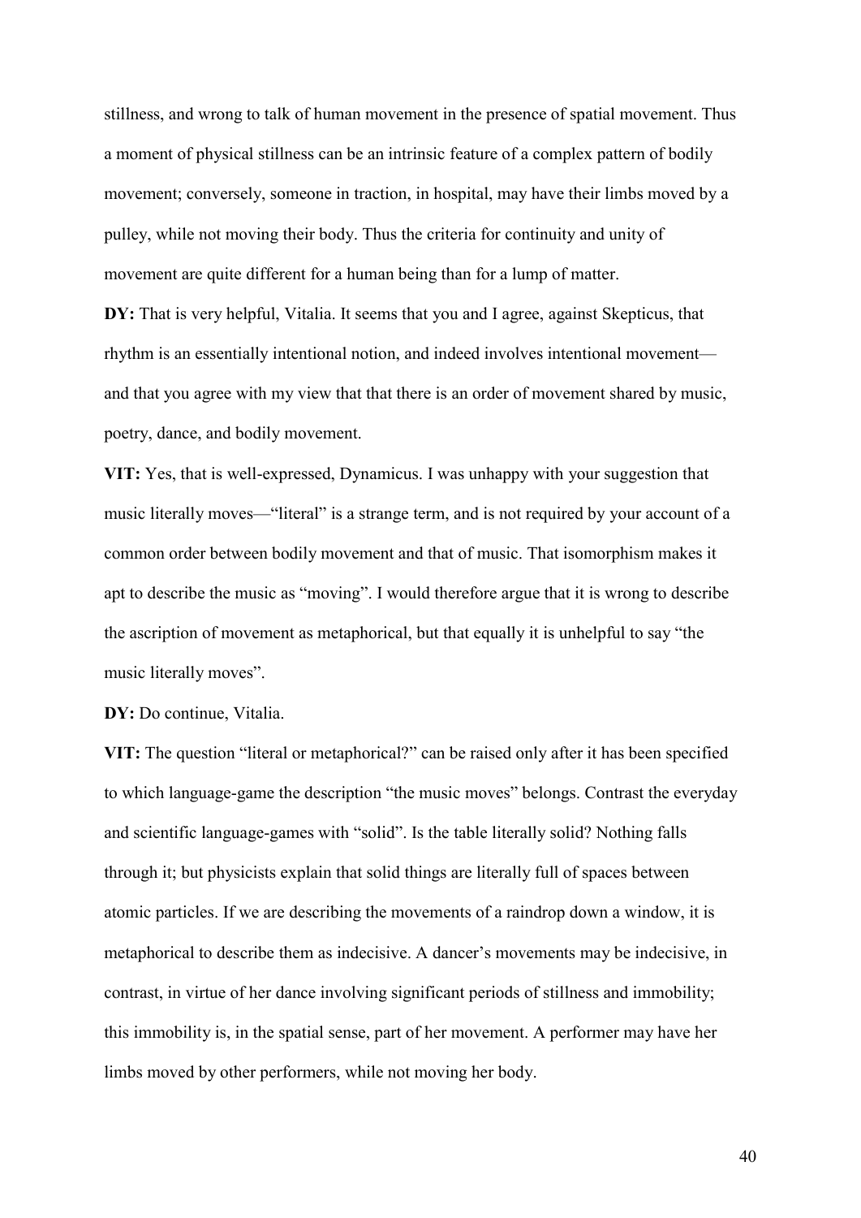stillness, and wrong to talk of human movement in the presence of spatial movement. Thus a moment of physical stillness can be an intrinsic feature of a complex pattern of bodily movement; conversely, someone in traction, in hospital, may have their limbs moved by a pulley, while not moving their body. Thus the criteria for continuity and unity of movement are quite different for a human being than for a lump of matter.

**DY:** That is very helpful, Vitalia. It seems that you and I agree, against Skepticus, that rhythm is an essentially intentional notion, and indeed involves intentional movement—and that you agree with my view that that there is an order of movement shared by music, poetry, dance, and bodily movement.

**VIT:** Yes, that is well-expressed, Dynamicus. I was unhappy with your suggestion that music literally moves—"literal" is a strange term, and is not required by your account of a common order between bodily movement and that of music. That isomorphism makes it apt to describe the music as "moving". I would therefore argue that it is wrong to describe the ascription of movement as metaphorical, but that equally it is unhelpful to say "the music literally moves".

**DY:** Do continue, Vitalia.

**VIT:** The question "literal or metaphorical?" can be raised only after it has been specified to which language-game the description "the music moves" belongs. Contrast the everyday and scientific language-games with "solid". Is the table literally solid? Nothing falls through it; but physicists explain that solid things are literally full of spaces between atomic particles. If we are describing the movements of a raindrop down a window, it is metaphorical to describe them as indecisive. A dancer's movements may be indecisive, in contrast, in virtue of her dance involving significant periods of stillness and immobility; this immobility is, in the spatial sense, part of her movement. A performer may have her limbs moved by other performers, while not moving her body.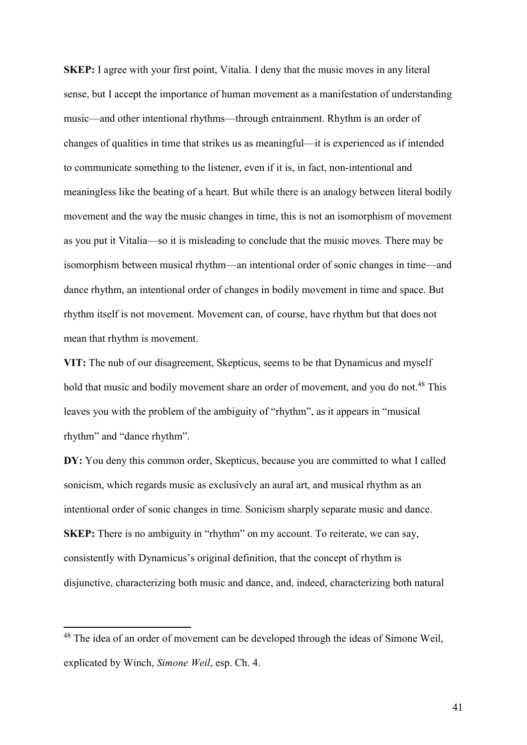**SKEP:** I agree with your first point, Vitalia. I deny that the music moves in any literal sense, but I accept the importance of human movement as a manifestation of understanding music—and other intentional rhythms—through entrainment. Rhythm is an order of changes of qualities in time that strikes us as meaningful—it is experienced as if intended to communicate something to the listener, even if it is, in fact, non-intentional and meaningless like the beating of a heart. But while there is an analogy between literal bodily movement and the way the music changes in time, this is not an isomorphism of movement as you put it Vitalia—so it is misleading to conclude that the music moves. There may be isomorphism between musical rhythm—an intentional order of sonic changes in time—and dance rhythm, an intentional order of changes in bodily movement in time and space. But rhythm itself is not movement. Movement can, of course, have rhythm but that does not mean that rhythm is movement.

**VIT:** The nub of our disagreement, Skepticus, seems to be that Dynamicus and myself hold that music and bodily movement share an order of movement, and you do not.[48] This leaves you with the problem of the ambiguity of "rhythm", as it appears in "musical rhythm" and "dance rhythm".

**DY:** You deny this common order, Skepticus, because you are committed to what I called sonicism, which regards music as exclusively an aural art, and musical rhythm as an intentional order of sonic changes in time. Sonicism sharply separate music and dance.

**SKEP:** There is no ambiguity in "rhythm" on my account. To reiterate, we can say, consistently with Dynamicus's original definition, that the concept of rhythm is disjunctive, characterizing both music and dance, and, indeed, characterizing both natural

[48] The idea of an order of movement can be developed through the ideas of Simone Weil, explicated by Winch, *Simone Weil*, esp. Ch. 4.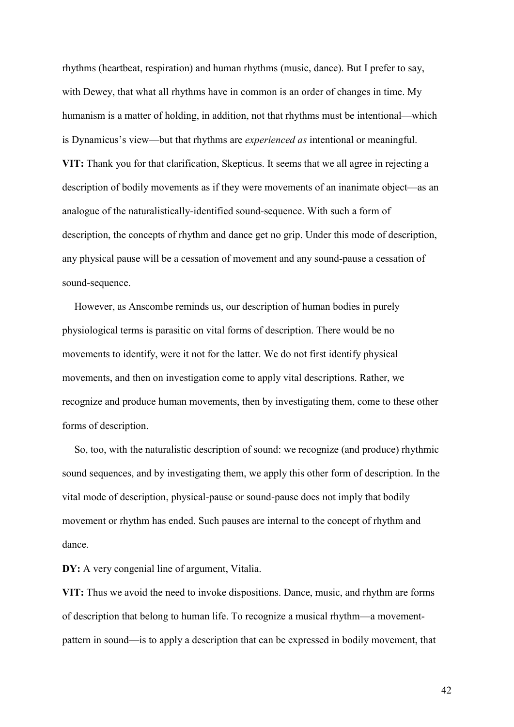rhythms (heartbeat, respiration) and human rhythms (music, dance). But I prefer to say, with Dewey, that what all rhythms have in common is an order of changes in time. My humanism is a matter of holding, in addition, not that rhythms must be intentional—which is Dynamicus's view—but that rhythms are *experienced as* intentional or meaningful.

**VIT:** Thank you for that clarification, Skepticus. It seems that we all agree in rejecting a description of bodily movements as if they were movements of an inanimate object—as an analogue of the naturalistically-identified sound-sequence. With such a form of description, the concepts of rhythm and dance get no grip. Under this mode of description, any physical pause will be a cessation of movement and any sound-pause a cessation of sound-sequence.

However, as Anscombe reminds us, our description of human bodies in purely physiological terms is parasitic on vital forms of description. There would be no movements to identify, were it not for the latter. We do not first identify physical movements, and then on investigation come to apply vital descriptions. Rather, we recognize and produce human movements, then by investigating them, come to these other forms of description.

So, too, with the naturalistic description of sound: we recognize (and produce) rhythmic sound sequences, and by investigating them, we apply this other form of description. In the vital mode of description, physical-pause or sound-pause does not imply that bodily movement or rhythm has ended. Such pauses are internal to the concept of rhythm and dance.

**DY:** A very congenial line of argument, Vitalia.

**VIT:** Thus we avoid the need to invoke dispositions. Dance, music, and rhythm are forms of description that belong to human life. To recognize a musical rhythm—a movement-pattern in sound—is to apply a description that can be expressed in bodily movement, that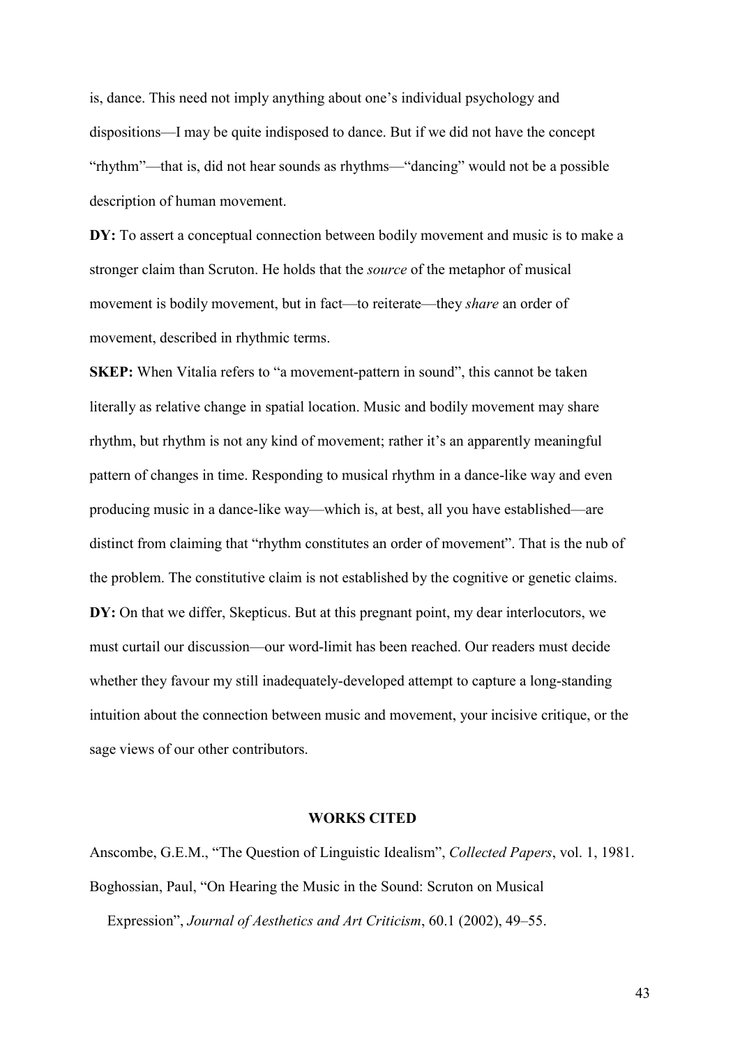is, dance. This need not imply anything about one's individual psychology and dispositions—I may be quite indisposed to dance. But if we did not have the concept "rhythm"—that is, did not hear sounds as rhythms—"dancing" would not be a possible description of human movement.

**DY:** To assert a conceptual connection between bodily movement and music is to make a stronger claim than Scruton. He holds that the *source* of the metaphor of musical movement is bodily movement, but in fact—to reiterate—they *share* an order of movement, described in rhythmic terms.

**SKEP:** When Vitalia refers to "a movement-pattern in sound", this cannot be taken literally as relative change in spatial location. Music and bodily movement may share rhythm, but rhythm is not any kind of movement; rather it's an apparently meaningful pattern of changes in time. Responding to musical rhythm in a dance-like way and even producing music in a dance-like way—which is, at best, all you have established—are distinct from claiming that "rhythm constitutes an order of movement". That is the nub of the problem. The constitutive claim is not established by the cognitive or genetic claims.

**DY:** On that we differ, Skepticus. But at this pregnant point, my dear interlocutors, we must curtail our discussion—our word-limit has been reached. Our readers must decide whether they favour my still inadequately-developed attempt to capture a long-standing intuition about the connection between music and movement, your incisive critique, or the sage views of our other contributors.

## WORKS CITED

Anscombe, G.E.M., "The Question of Linguistic Idealism", *Collected Papers*, vol. 1, 1981.

Boghossian, Paul, "On Hearing the Music in the Sound: Scruton on Musical Expression", *Journal of Aesthetics and Art Criticism*, 60.1 (2002), 49–55.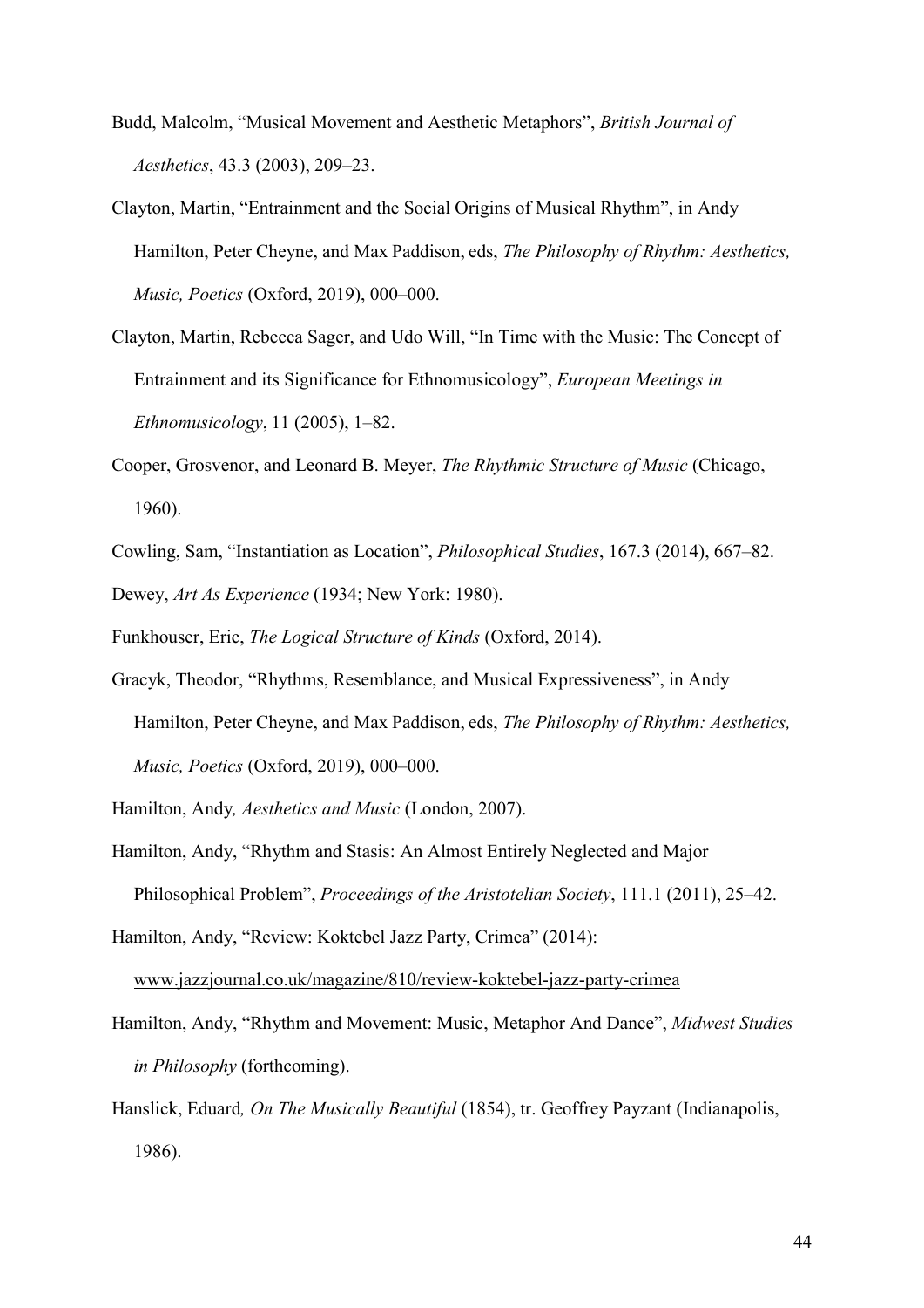Budd, Malcolm, "Musical Movement and Aesthetic Metaphors", *British Journal of Aesthetics*, 43.3 (2003), 209–23.

Clayton, Martin, "Entrainment and the Social Origins of Musical Rhythm", in Andy Hamilton, Peter Cheyne, and Max Paddison, eds, *The Philosophy of Rhythm: Aesthetics, Music, Poetics* (Oxford, 2019), 000–000.

Clayton, Martin, Rebecca Sager, and Udo Will, "In Time with the Music: The Concept of Entrainment and its Significance for Ethnomusicology", *European Meetings in Ethnomusicology*, 11 (2005), 1–82.

Cooper, Grosvenor, and Leonard B. Meyer, *The Rhythmic Structure of Music* (Chicago, 1960).

Cowling, Sam, "Instantiation as Location", *Philosophical Studies*, 167.3 (2014), 667–82.

Dewey, *Art As Experience* (1934; New York: 1980).

Funkhouser, Eric, *The Logical Structure of Kinds* (Oxford, 2014).

Gracyk, Theodor, "Rhythms, Resemblance, and Musical Expressiveness", in Andy Hamilton, Peter Cheyne, and Max Paddison, eds, *The Philosophy of Rhythm: Aesthetics, Music, Poetics* (Oxford, 2019), 000–000.

Hamilton, Andy*, Aesthetics and Music* (London, 2007).

Hamilton, Andy, "Rhythm and Stasis: An Almost Entirely Neglected and Major Philosophical Problem", *Proceedings of the Aristotelian Society*, 111.1 (2011), 25–42.

Hamilton, Andy, "Review: Koktebel Jazz Party, Crimea" (2014): www.jazzjournal.co.uk/magazine/810/review-koktebel-jazz-party-crimea

Hamilton, Andy, "Rhythm and Movement: Music, Metaphor And Dance", *Midwest Studies in Philosophy* (forthcoming).

Hanslick, Eduard*, On The Musically Beautiful* (1854), tr. Geoffrey Payzant (Indianapolis, 1986).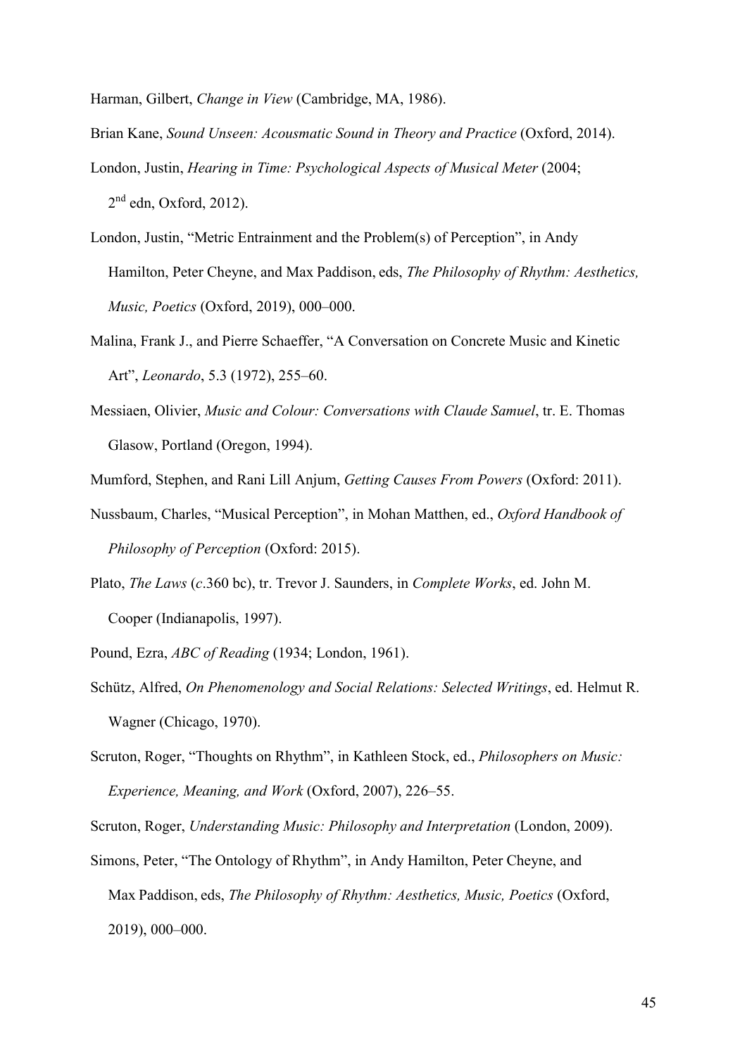Harman, Gilbert, *Change in View* (Cambridge, MA, 1986).

Brian Kane, *Sound Unseen: Acousmatic Sound in Theory and Practice* (Oxford, 2014).

London, Justin, *Hearing in Time: Psychological Aspects of Musical Meter* (2004; 2nd edn, Oxford, 2012).

London, Justin, "Metric Entrainment and the Problem(s) of Perception", in Andy Hamilton, Peter Cheyne, and Max Paddison, eds, *The Philosophy of Rhythm: Aesthetics, Music, Poetics* (Oxford, 2019), 000–000.

Malina, Frank J., and Pierre Schaeffer, "A Conversation on Concrete Music and Kinetic Art", *Leonardo*, 5.3 (1972), 255–60.

Messiaen, Olivier, *Music and Colour: Conversations with Claude Samuel*, tr. E. Thomas Glasow, Portland (Oregon, 1994).

Mumford, Stephen, and Rani Lill Anjum, *Getting Causes From Powers* (Oxford: 2011).

Nussbaum, Charles, "Musical Perception", in Mohan Matthen, ed., *Oxford Handbook of Philosophy of Perception* (Oxford: 2015).

Plato, *The Laws* (*c*.360 bc), tr. Trevor J. Saunders, in *Complete Works*, ed. John M. Cooper (Indianapolis, 1997).

Pound, Ezra, *ABC of Reading* (1934; London, 1961).

Schütz, Alfred, *On Phenomenology and Social Relations: Selected Writings*, ed. Helmut R. Wagner (Chicago, 1970).

Scruton, Roger, "Thoughts on Rhythm", in Kathleen Stock, ed., *Philosophers on Music: Experience, Meaning, and Work* (Oxford, 2007), 226–55.

Scruton, Roger, *Understanding Music: Philosophy and Interpretation* (London, 2009).

Simons, Peter, "The Ontology of Rhythm", in Andy Hamilton, Peter Cheyne, and Max Paddison, eds, *The Philosophy of Rhythm: Aesthetics, Music, Poetics* (Oxford, 2019), 000–000.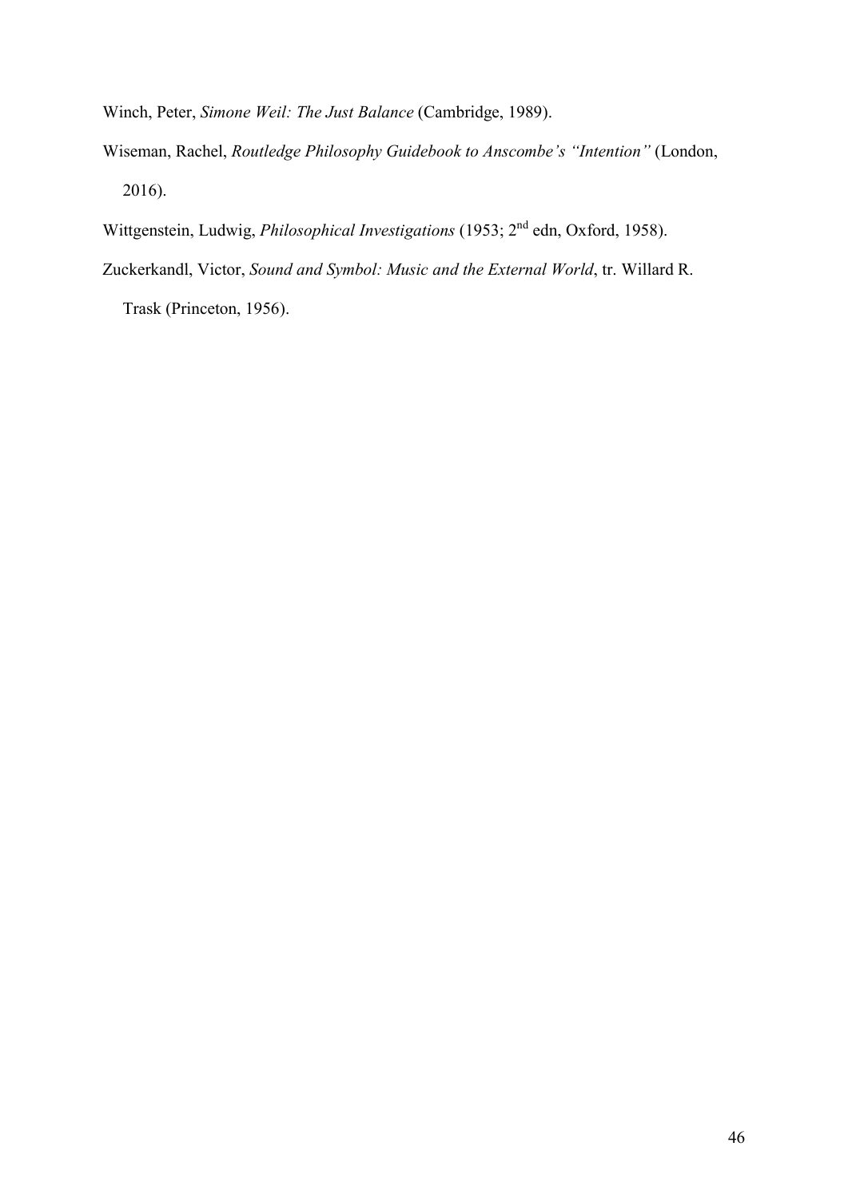Winch, Peter, *Simone Weil: The Just Balance* (Cambridge, 1989).

Wiseman, Rachel, *Routledge Philosophy Guidebook to Anscombe's "Intention"* (London, 2016).

Wittgenstein, Ludwig, *Philosophical Investigations* (1953; 2nd edn, Oxford, 1958).

Zuckerkandl, Victor, *Sound and Symbol: Music and the External World*, tr. Willard R. Trask (Princeton, 1956).